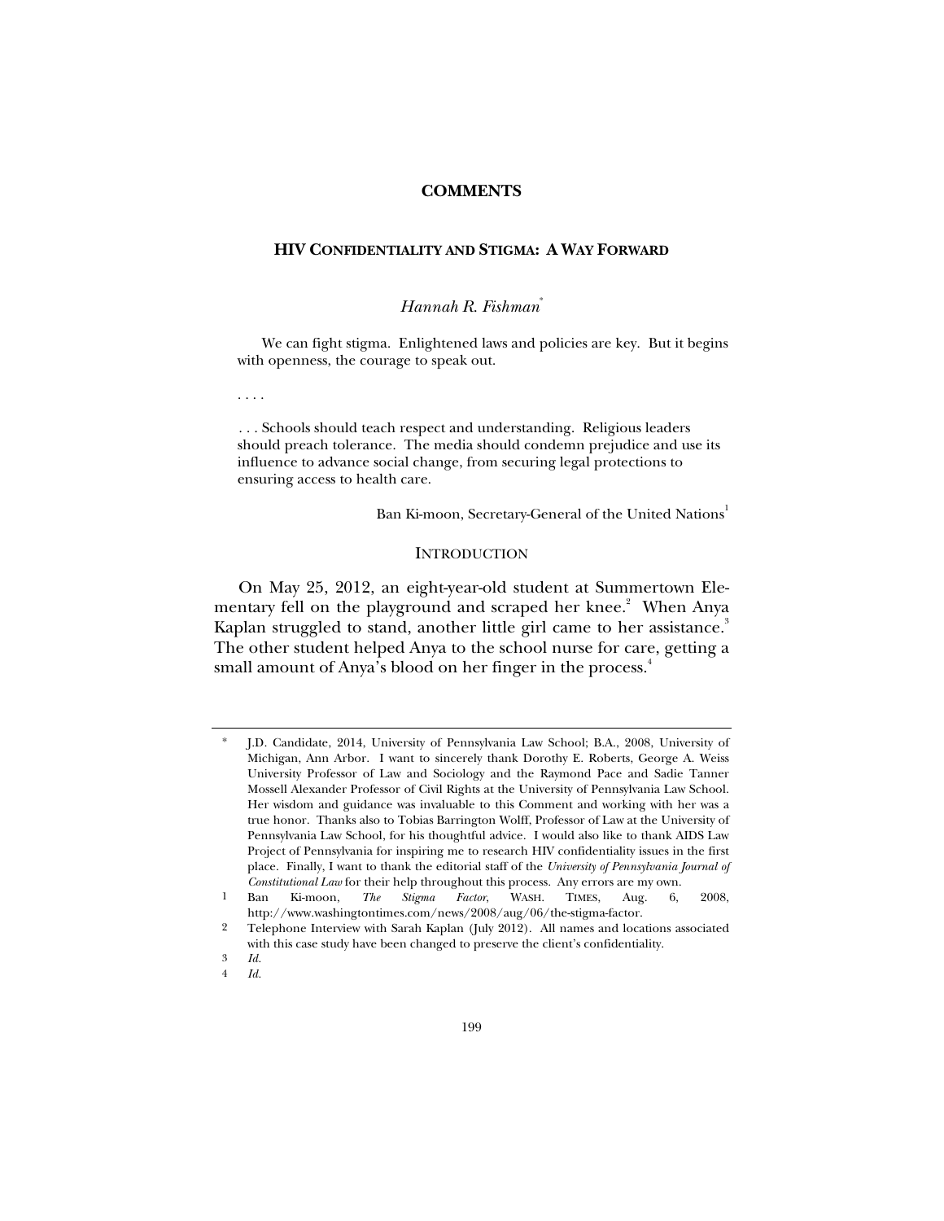## COMMENTS

# HIV CONFIDENTIALITY AND STIGMA: A WAY FORWARD

*Hannah R. Fishman*[*]

> We can fight stigma. Enlightened laws and policies are key. But it begins with openness, the courage to speak out.
>
> . . . .
>
> . . . Schools should teach respect and understanding. Religious leaders should preach tolerance. The media should condemn prejudice and use its influence to advance social change, from securing legal protections to ensuring access to health care.
>
> Ban Ki-moon, Secretary-General of the United Nations[1]

## INTRODUCTION

On May 25, 2012, an eight-year-old student at Summertown Elementary fell on the playground and scraped her knee.[2] When Anya Kaplan struggled to stand, another little girl came to her assistance.[3] The other student helped Anya to the school nurse for care, getting a small amount of Anya's blood on her finger in the process.[4]

---

\* J.D. Candidate, 2014, University of Pennsylvania Law School; B.A., 2008, University of Michigan, Ann Arbor. I want to sincerely thank Dorothy E. Roberts, George A. Weiss University Professor of Law and Sociology and the Raymond Pace and Sadie Tanner Mossell Alexander Professor of Civil Rights at the University of Pennsylvania Law School. Her wisdom and guidance was invaluable to this Comment and working with her was a true honor. Thanks also to Tobias Barrington Wolff, Professor of Law at the University of Pennsylvania Law School, for his thoughtful advice. I would also like to thank AIDS Law Project of Pennsylvania for inspiring me to research HIV confidentiality issues in the first place. Finally, I want to thank the editorial staff of the *University of Pennsylvania Journal of Constitutional Law* for their help throughout this process. Any errors are my own.

1 Ban Ki-moon, *The Stigma Factor*, WASH. TIMES, Aug. 6, 2008, http://www.washingtontimes.com/news/2008/aug/06/the-stigma-factor.

2 Telephone Interview with Sarah Kaplan (July 2012). All names and locations associated with this case study have been changed to preserve the client's confidentiality.

3 *Id.*

4 *Id.*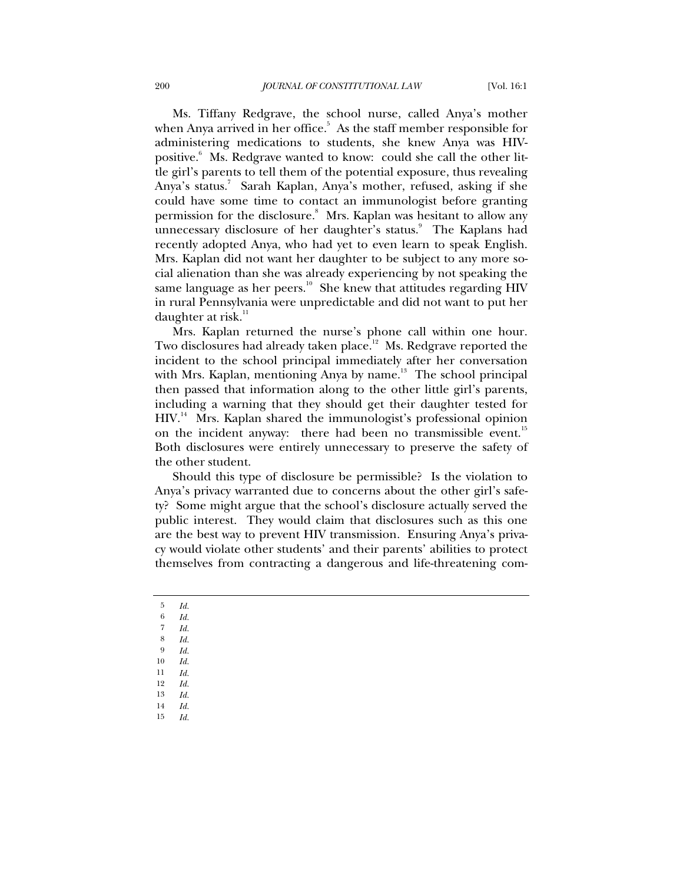Ms. Tiffany Redgrave, the school nurse, called Anya's mother when Anya arrived in her office.[5] As the staff member responsible for administering medications to students, she knew Anya was HIV-positive.[6] Ms. Redgrave wanted to know: could she call the other little girl's parents to tell them of the potential exposure, thus revealing Anya's status.[7] Sarah Kaplan, Anya's mother, refused, asking if she could have some time to contact an immunologist before granting permission for the disclosure.[8] Mrs. Kaplan was hesitant to allow any unnecessary disclosure of her daughter's status.[9] The Kaplans had recently adopted Anya, who had yet to even learn to speak English. Mrs. Kaplan did not want her daughter to be subject to any more social alienation than she was already experiencing by not speaking the same language as her peers.[10] She knew that attitudes regarding HIV in rural Pennsylvania were unpredictable and did not want to put her daughter at risk.[11]

Mrs. Kaplan returned the nurse's phone call within one hour. Two disclosures had already taken place.[12] Ms. Redgrave reported the incident to the school principal immediately after her conversation with Mrs. Kaplan, mentioning Anya by name.[13] The school principal then passed that information along to the other little girl's parents, including a warning that they should get their daughter tested for HIV.[14] Mrs. Kaplan shared the immunologist's professional opinion on the incident anyway: there had been no transmissible event.[15] Both disclosures were entirely unnecessary to preserve the safety of the other student.

Should this type of disclosure be permissible? Is the violation to Anya's privacy warranted due to concerns about the other girl's safety? Some might argue that the school's disclosure actually served the public interest. They would claim that disclosures such as this one are the best way to prevent HIV transmission. Ensuring Anya's privacy would violate other students' and their parents' abilities to protect themselves from contracting a dangerous and life-threatening com-

---

5 *Id.*

6 *Id.*

7 *Id.*

8 *Id.*

9 *Id.*

10 *Id.*

11 *Id.*

12 *Id.*

13 *Id.*

14 *Id.*

15 *Id.*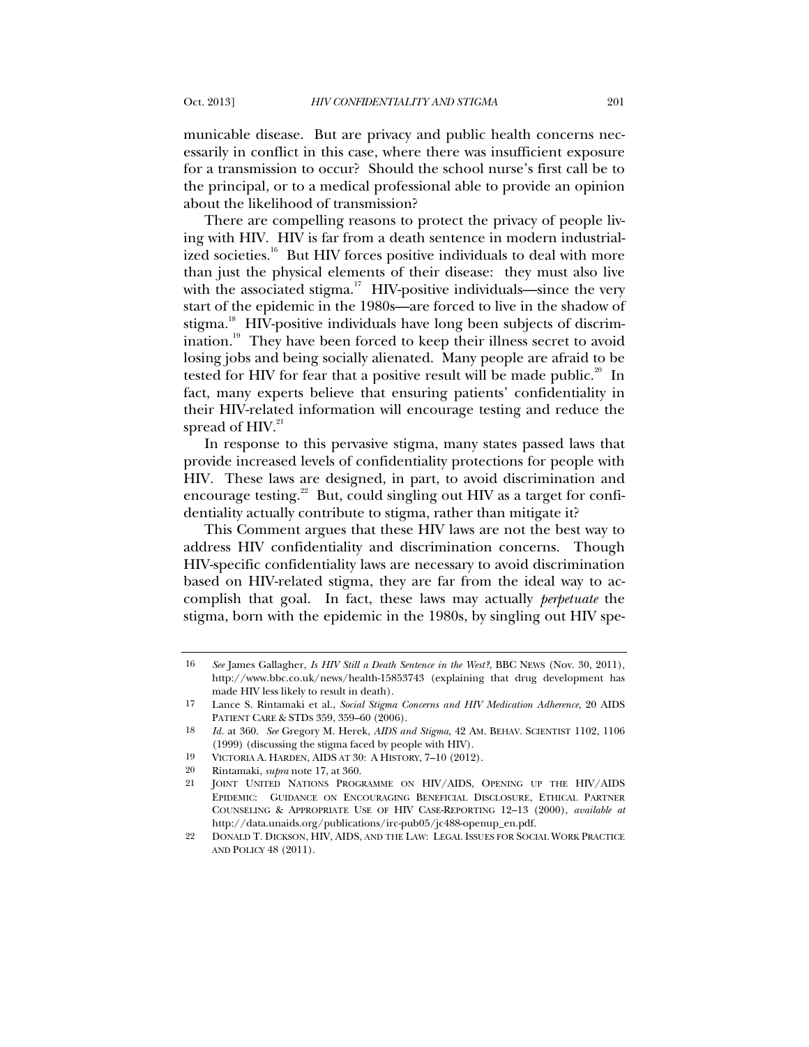municable disease. But are privacy and public health concerns necessarily in conflict in this case, where there was insufficient exposure for a transmission to occur? Should the school nurse's first call be to the principal, or to a medical professional able to provide an opinion about the likelihood of transmission?

There are compelling reasons to protect the privacy of people living with HIV. HIV is far from a death sentence in modern industrialized societies.[16] But HIV forces positive individuals to deal with more than just the physical elements of their disease: they must also live with the associated stigma.[17] HIV-positive individuals—since the very start of the epidemic in the 1980s—are forced to live in the shadow of stigma.[18] HIV-positive individuals have long been subjects of discrimination.[19] They have been forced to keep their illness secret to avoid losing jobs and being socially alienated. Many people are afraid to be tested for HIV for fear that a positive result will be made public.[20] In fact, many experts believe that ensuring patients' confidentiality in their HIV-related information will encourage testing and reduce the spread of HIV.[21]

In response to this pervasive stigma, many states passed laws that provide increased levels of confidentiality protections for people with HIV. These laws are designed, in part, to avoid discrimination and encourage testing.[22] But, could singling out HIV as a target for confidentiality actually contribute to stigma, rather than mitigate it?

This Comment argues that these HIV laws are not the best way to address HIV confidentiality and discrimination concerns. Though HIV-specific confidentiality laws are necessary to avoid discrimination based on HIV-related stigma, they are far from the ideal way to accomplish that goal. In fact, these laws may actually *perpetuate* the stigma, born with the epidemic in the 1980s, by singling out HIV spe-

---

16 *See* James Gallagher, *Is HIV Still a Death Sentence in the West?*, BBC NEWS (Nov. 30, 2011), http://www.bbc.co.uk/news/health-15853743 (explaining that drug development has made HIV less likely to result in death).

17 Lance S. Rintamaki et al., *Social Stigma Concerns and HIV Medication Adherence*, 20 AIDS PATIENT CARE & STDS 359, 359–60 (2006).

18 *Id.* at 360. *See* Gregory M. Herek, *AIDS and Stigma*, 42 AM. BEHAV. SCIENTIST 1102, 1106 (1999) (discussing the stigma faced by people with HIV).

19 VICTORIA A. HARDEN, AIDS AT 30: A HISTORY, 7–10 (2012).

20 Rintamaki, *supra* note 17, at 360.

21 JOINT UNITED NATIONS PROGRAMME ON HIV/AIDS, OPENING UP THE HIV/AIDS EPIDEMIC: GUIDANCE ON ENCOURAGING BENEFICIAL DISCLOSURE, ETHICAL PARTNER COUNSELING & APPROPRIATE USE OF HIV CASE-REPORTING 12–13 (2000), *available at* http://data.unaids.org/publications/irc-pub05/jc488-openup_en.pdf.

22 DONALD T. DICKSON, HIV, AIDS, AND THE LAW: LEGAL ISSUES FOR SOCIAL WORK PRACTICE AND POLICY 48 (2011).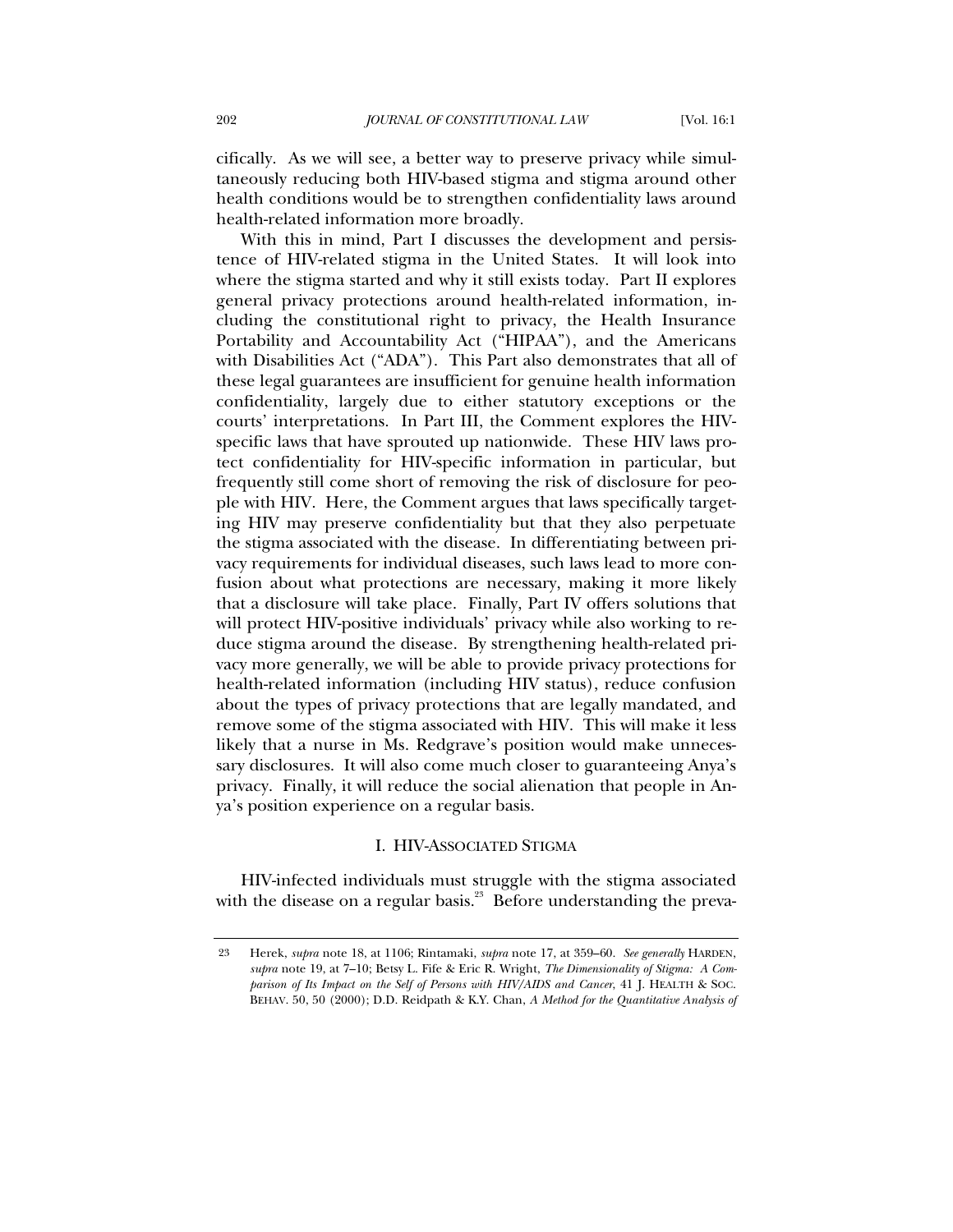cifically. As we will see, a better way to preserve privacy while simultaneously reducing both HIV-based stigma and stigma around other health conditions would be to strengthen confidentiality laws around health-related information more broadly.

With this in mind, Part I discusses the development and persistence of HIV-related stigma in the United States. It will look into where the stigma started and why it still exists today. Part II explores general privacy protections around health-related information, including the constitutional right to privacy, the Health Insurance Portability and Accountability Act ("HIPAA"), and the Americans with Disabilities Act ("ADA"). This Part also demonstrates that all of these legal guarantees are insufficient for genuine health information confidentiality, largely due to either statutory exceptions or the courts' interpretations. In Part III, the Comment explores the HIV-specific laws that have sprouted up nationwide. These HIV laws protect confidentiality for HIV-specific information in particular, but frequently still come short of removing the risk of disclosure for people with HIV. Here, the Comment argues that laws specifically targeting HIV may preserve confidentiality but that they also perpetuate the stigma associated with the disease. In differentiating between privacy requirements for individual diseases, such laws lead to more confusion about what protections are necessary, making it more likely that a disclosure will take place. Finally, Part IV offers solutions that will protect HIV-positive individuals' privacy while also working to reduce stigma around the disease. By strengthening health-related privacy more generally, we will be able to provide privacy protections for health-related information (including HIV status), reduce confusion about the types of privacy protections that are legally mandated, and remove some of the stigma associated with HIV. This will make it less likely that a nurse in Ms. Redgrave's position would make unnecessary disclosures. It will also come much closer to guaranteeing Anya's privacy. Finally, it will reduce the social alienation that people in Anya's position experience on a regular basis.

## I. HIV-ASSOCIATED STIGMA

HIV-infected individuals must struggle with the stigma associated with the disease on a regular basis.[23] Before understanding the preva-

---

[23] Herek, *supra* note 18, at 1106; Rintamaki, *supra* note 17, at 359–60. *See generally* HARDEN, *supra* note 19, at 7–10; Betsy L. Fife & Eric R. Wright, *The Dimensionality of Stigma: A Comparison of Its Impact on the Self of Persons with HIV/AIDS and Cancer*, 41 J. HEALTH & SOC. BEHAV. 50, 50 (2000); D.D. Reidpath & K.Y. Chan, *A Method for the Quantitative Analysis of*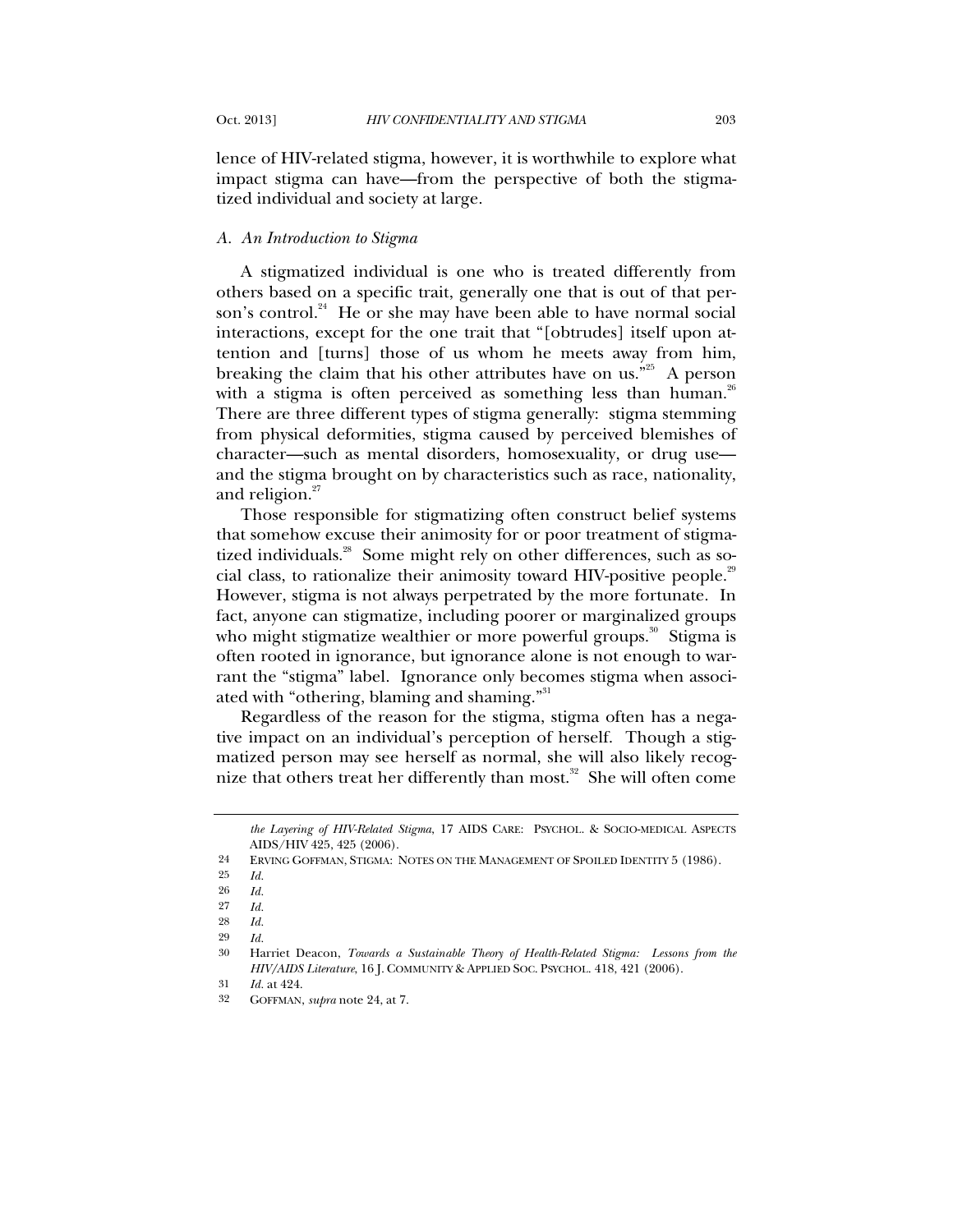lence of HIV-related stigma, however, it is worthwhile to explore what impact stigma can have—from the perspective of both the stigmatized individual and society at large.

### *A. An Introduction to Stigma*

A stigmatized individual is one who is treated differently from others based on a specific trait, generally one that is out of that person's control.[24] He or she may have been able to have normal social interactions, except for the one trait that "[obtrudes] itself upon attention and [turns] those of us whom he meets away from him, breaking the claim that his other attributes have on us."[25] A person with a stigma is often perceived as something less than human.[26] There are three different types of stigma generally: stigma stemming from physical deformities, stigma caused by perceived blemishes of character—such as mental disorders, homosexuality, or drug use—and the stigma brought on by characteristics such as race, nationality, and religion.[27]

Those responsible for stigmatizing often construct belief systems that somehow excuse their animosity for or poor treatment of stigmatized individuals.[28] Some might rely on other differences, such as social class, to rationalize their animosity toward HIV-positive people.[29] However, stigma is not always perpetrated by the more fortunate. In fact, anyone can stigmatize, including poorer or marginalized groups who might stigmatize wealthier or more powerful groups.[30] Stigma is often rooted in ignorance, but ignorance alone is not enough to warrant the "stigma" label. Ignorance only becomes stigma when associated with "othering, blaming and shaming."[31]

Regardless of the reason for the stigma, stigma often has a negative impact on an individual's perception of herself. Though a stigmatized person may see herself as normal, she will also likely recognize that others treat her differently than most.[32] She will often come

---

*the Layering of HIV-Related Stigma*, 17 AIDS CARE: PSYCHOL. & SOCIO-MEDICAL ASPECTS AIDS/HIV 425, 425 (2006).

24 ERVING GOFFMAN, STIGMA: NOTES ON THE MANAGEMENT OF SPOILED IDENTITY 5 (1986).

25 *Id.*

26 *Id.*

27 *Id.*

28 *Id.*

29 *Id.*

30 Harriet Deacon, *Towards a Sustainable Theory of Health-Related Stigma: Lessons from the HIV/AIDS Literature*, 16 J. COMMUNITY & APPLIED SOC. PSYCHOL. 418, 421 (2006).

31 *Id.* at 424.

32 GOFFMAN, *supra* note 24, at 7.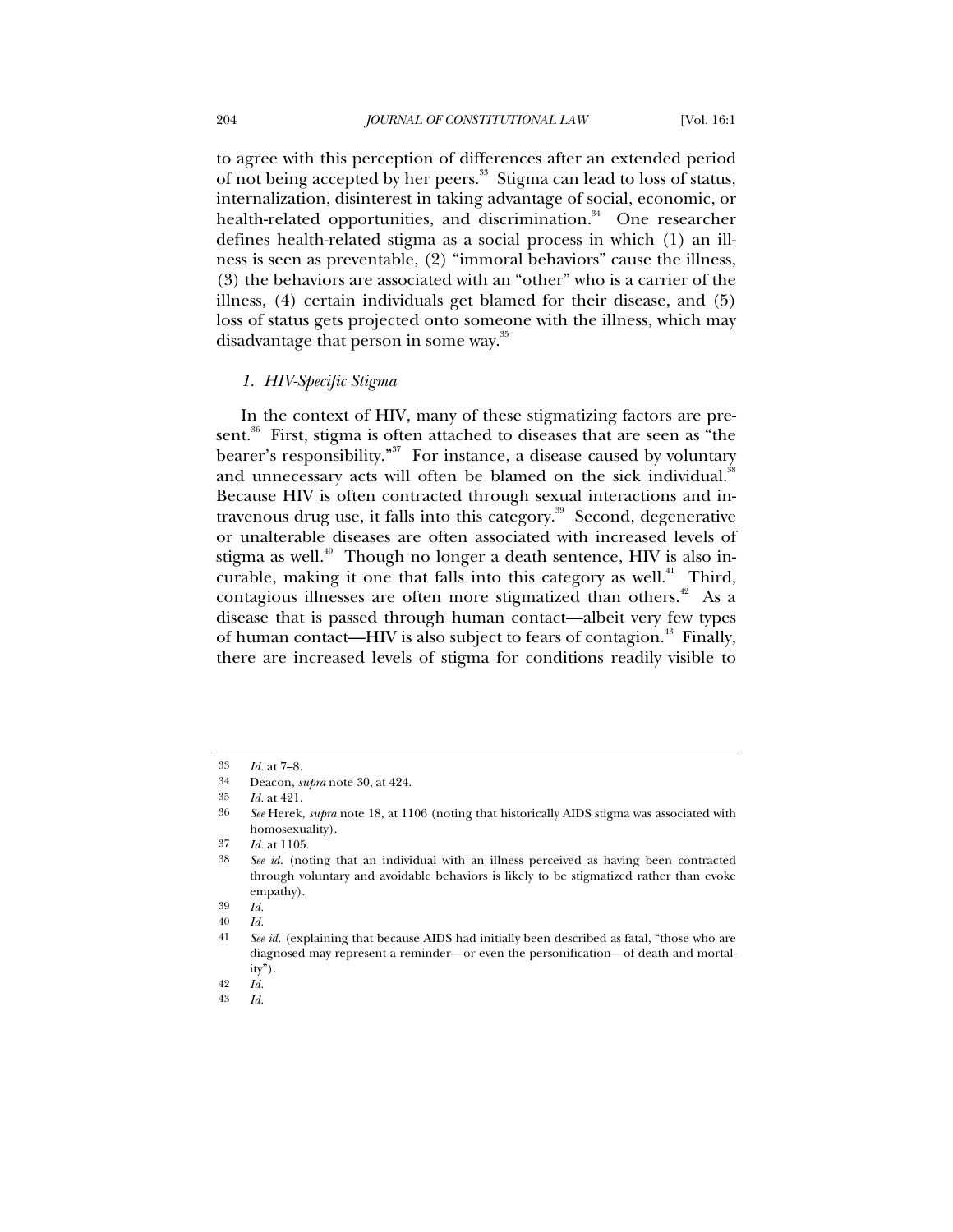to agree with this perception of differences after an extended period of not being accepted by her peers.[33] Stigma can lead to loss of status, internalization, disinterest in taking advantage of social, economic, or health-related opportunities, and discrimination.[34] One researcher defines health-related stigma as a social process in which (1) an illness is seen as preventable, (2) "immoral behaviors" cause the illness, (3) the behaviors are associated with an "other" who is a carrier of the illness, (4) certain individuals get blamed for their disease, and (5) loss of status gets projected onto someone with the illness, which may disadvantage that person in some way.[35]

### *1. HIV-Specific Stigma*

In the context of HIV, many of these stigmatizing factors are present.[36] First, stigma is often attached to diseases that are seen as "the bearer's responsibility."[37] For instance, a disease caused by voluntary and unnecessary acts will often be blamed on the sick individual.[38] Because HIV is often contracted through sexual interactions and intravenous drug use, it falls into this category.[39] Second, degenerative or unalterable diseases are often associated with increased levels of stigma as well.[40] Though no longer a death sentence, HIV is also incurable, making it one that falls into this category as well.[41] Third, contagious illnesses are often more stigmatized than others.[42] As a disease that is passed through human contact—albeit very few types of human contact—HIV is also subject to fears of contagion.[43] Finally, there are increased levels of stigma for conditions readily visible to

---

33 *Id.* at 7–8.

34 Deacon, *supra* note 30, at 424.

35 *Id.* at 421.

36 *See* Herek, *supra* note 18, at 1106 (noting that historically AIDS stigma was associated with homosexuality).

37 *Id.* at 1105.

38 *See id.* (noting that an individual with an illness perceived as having been contracted through voluntary and avoidable behaviors is likely to be stigmatized rather than evoke empathy).

39 *Id.*

40 *Id.*

41 *See id.* (explaining that because AIDS had initially been described as fatal, "those who are diagnosed may represent a reminder—or even the personification—of death and mortality").

42 *Id.*

43 *Id.*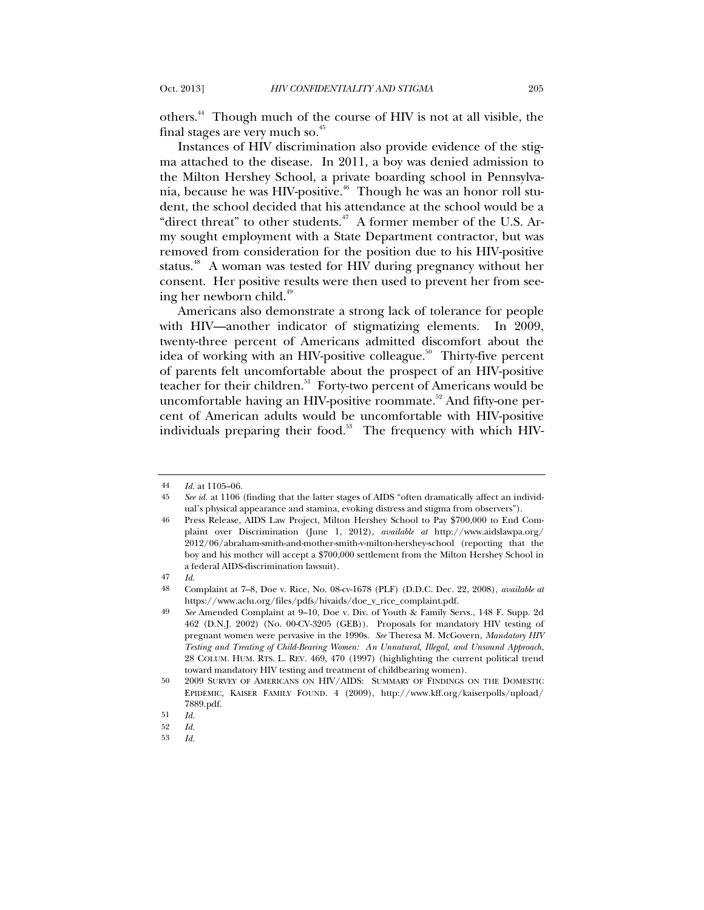others.[44] Though much of the course of HIV is not at all visible, the final stages are very much so.[45]

Instances of HIV discrimination also provide evidence of the stigma attached to the disease. In 2011, a boy was denied admission to the Milton Hershey School, a private boarding school in Pennsylvania, because he was HIV-positive.[46] Though he was an honor roll student, the school decided that his attendance at the school would be a "direct threat" to other students.[47] A former member of the U.S. Army sought employment with a State Department contractor, but was removed from consideration for the position due to his HIV-positive status.[48] A woman was tested for HIV during pregnancy without her consent. Her positive results were then used to prevent her from seeing her newborn child.[49]

Americans also demonstrate a strong lack of tolerance for people with HIV—another indicator of stigmatizing elements. In 2009, twenty-three percent of Americans admitted discomfort about the idea of working with an HIV-positive colleague.[50] Thirty-five percent of parents felt uncomfortable about the prospect of an HIV-positive teacher for their children.[51] Forty-two percent of Americans would be uncomfortable having an HIV-positive roommate.[52] And fifty-one percent of American adults would be uncomfortable with HIV-positive individuals preparing their food.[53] The frequency with which HIV-

---

44 *Id.* at 1105–06.

45 *See id.* at 1106 (finding that the latter stages of AIDS "often dramatically affect an individual's physical appearance and stamina, evoking distress and stigma from observers").

46 Press Release, AIDS Law Project, Milton Hershey School to Pay $700,000 to End Complaint over Discrimination (June 1, 2012), *available at* http://www.aidslawpa.org/2012/06/abraham-smith-and-mother-smith-v-milton-hershey-school (reporting that the boy and his mother will accept a $700,000 settlement from the Milton Hershey School in a federal AIDS-discrimination lawsuit).

47 *Id.*

48 Complaint at 7–8, Doe v. Rice, No. 08-cv-1678 (PLF) (D.D.C. Dec. 22, 2008), *available at* https://www.aclu.org/files/pdfs/hivaids/doe_v_rice_complaint.pdf.

49 *See* Amended Complaint at 9–10, Doe v. Div. of Youth & Family Servs., 148 F. Supp. 2d 462 (D.N.J. 2002) (No. 00-CV-3205 (GEB)). Proposals for mandatory HIV testing of pregnant women were pervasive in the 1990s. *See* Theresa M. McGovern, *Mandatory HIV Testing and Treating of Child-Bearing Women: An Unnatural, Illegal, and Unsound Approach*, 28 COLUM. HUM. RTS. L. REV. 469, 470 (1997) (highlighting the current political trend toward mandatory HIV testing and treatment of childbearing women).

50 2009 SURVEY OF AMERICANS ON HIV/AIDS: SUMMARY OF FINDINGS ON THE DOMESTIC EPIDEMIC, KAISER FAMILY FOUND. 4 (2009), http://www.kff.org/kaiserpolls/upload/7889.pdf.

51 *Id.*

52 *Id.*

53 *Id.*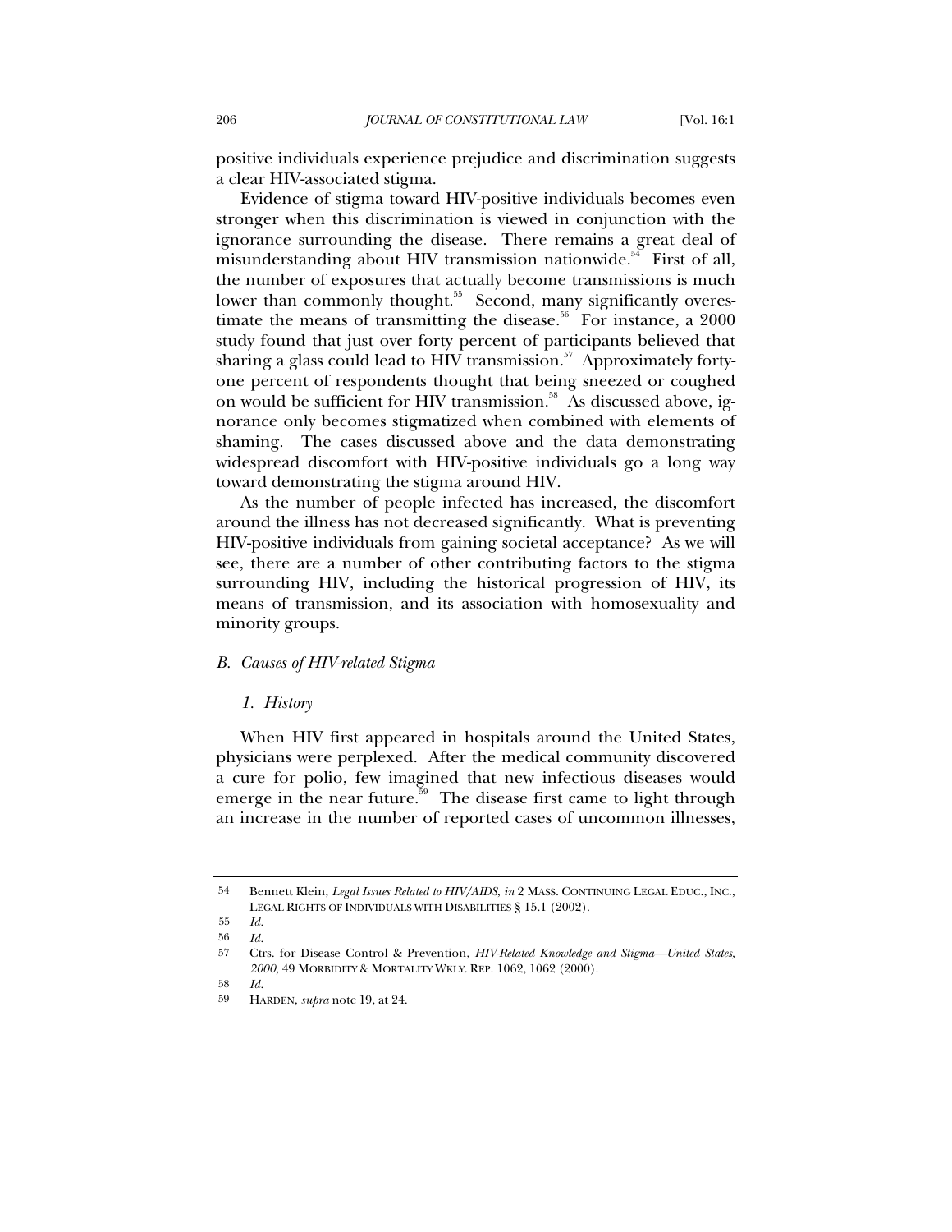positive individuals experience prejudice and discrimination suggests a clear HIV-associated stigma.

Evidence of stigma toward HIV-positive individuals becomes even stronger when this discrimination is viewed in conjunction with the ignorance surrounding the disease. There remains a great deal of misunderstanding about HIV transmission nationwide.[54] First of all, the number of exposures that actually become transmissions is much lower than commonly thought.[55] Second, many significantly overestimate the means of transmitting the disease.[56] For instance, a 2000 study found that just over forty percent of participants believed that sharing a glass could lead to HIV transmission.[57] Approximately forty-one percent of respondents thought that being sneezed or coughed on would be sufficient for HIV transmission.[58] As discussed above, ignorance only becomes stigmatized when combined with elements of shaming. The cases discussed above and the data demonstrating widespread discomfort with HIV-positive individuals go a long way toward demonstrating the stigma around HIV.

As the number of people infected has increased, the discomfort around the illness has not decreased significantly. What is preventing HIV-positive individuals from gaining societal acceptance? As we will see, there are a number of other contributing factors to the stigma surrounding HIV, including the historical progression of HIV, its means of transmission, and its association with homosexuality and minority groups.

### *B. Causes of HIV-related Stigma*

#### *1. History*

When HIV first appeared in hospitals around the United States, physicians were perplexed. After the medical community discovered a cure for polio, few imagined that new infectious diseases would emerge in the near future.[59] The disease first came to light through an increase in the number of reported cases of uncommon illnesses,

---

54 Bennett Klein, *Legal Issues Related to HIV/AIDS*, *in* 2 MASS. CONTINUING LEGAL EDUC., INC., LEGAL RIGHTS OF INDIVIDUALS WITH DISABILITIES § 15.1 (2002).

55 *Id.*

56 *Id.*

57 Ctrs. for Disease Control & Prevention, *HIV-Related Knowledge and Stigma—United States, 2000*, 49 MORBIDITY & MORTALITY WKLY. REP. 1062, 1062 (2000).

58 *Id.*

59 HARDEN, *supra* note 19, at 24.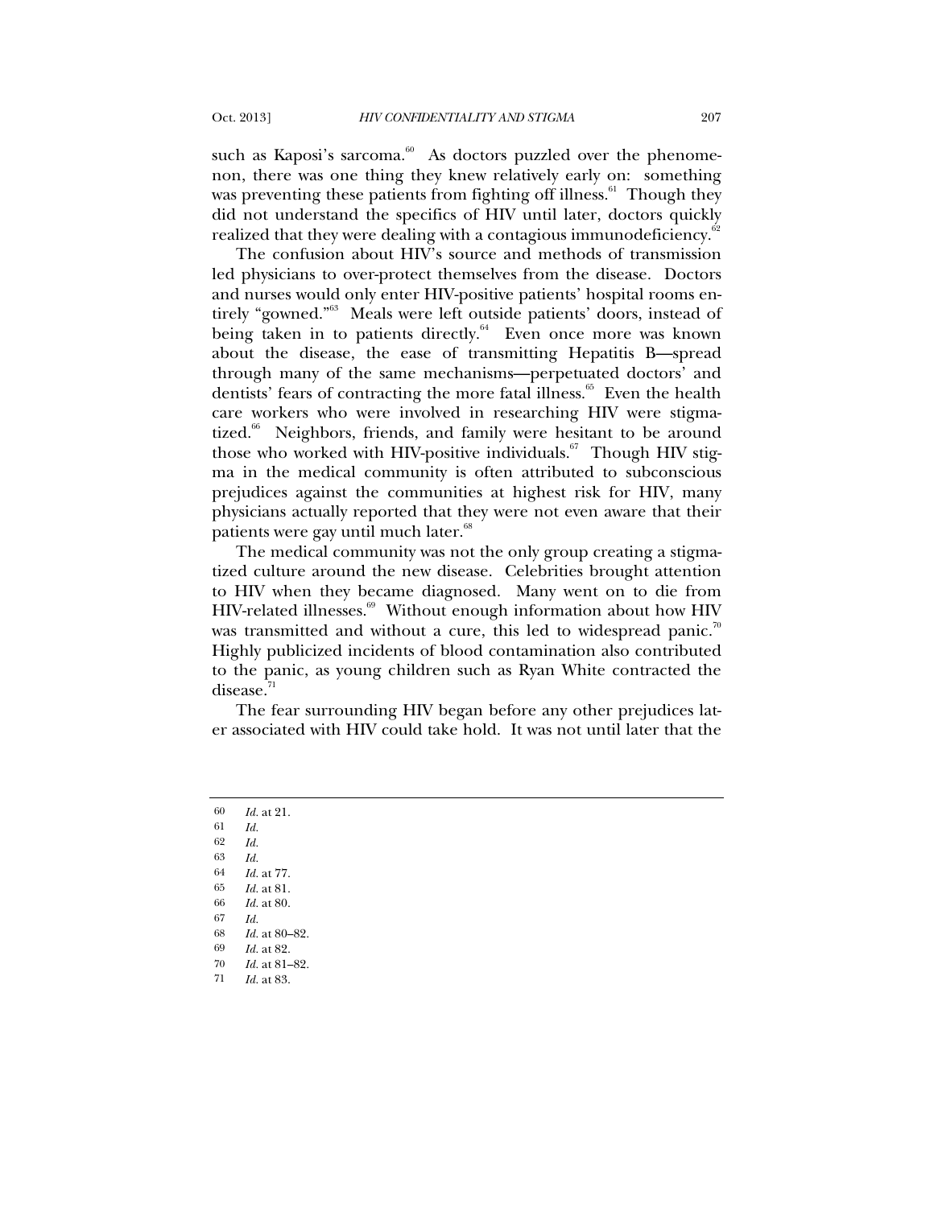such as Kaposi's sarcoma.[60] As doctors puzzled over the phenomenon, there was one thing they knew relatively early on: something was preventing these patients from fighting off illness.[61] Though they did not understand the specifics of HIV until later, doctors quickly realized that they were dealing with a contagious immunodeficiency.[62]

The confusion about HIV's source and methods of transmission led physicians to over-protect themselves from the disease. Doctors and nurses would only enter HIV-positive patients' hospital rooms entirely "gowned."[63] Meals were left outside patients' doors, instead of being taken in to patients directly.[64] Even once more was known about the disease, the ease of transmitting Hepatitis B—spread through many of the same mechanisms—perpetuated doctors' and dentists' fears of contracting the more fatal illness.[65] Even the health care workers who were involved in researching HIV were stigmatized.[66] Neighbors, friends, and family were hesitant to be around those who worked with HIV-positive individuals.[67] Though HIV stigma in the medical community is often attributed to subconscious prejudices against the communities at highest risk for HIV, many physicians actually reported that they were not even aware that their patients were gay until much later.[68]

The medical community was not the only group creating a stigmatized culture around the new disease. Celebrities brought attention to HIV when they became diagnosed. Many went on to die from HIV-related illnesses.[69] Without enough information about how HIV was transmitted and without a cure, this led to widespread panic.[70] Highly publicized incidents of blood contamination also contributed to the panic, as young children such as Ryan White contracted the disease.[71]

The fear surrounding HIV began before any other prejudices later associated with HIV could take hold. It was not until later that the

---

60 *Id.* at 21.

61 *Id.*

62 *Id.*

63 *Id.*

64 *Id.* at 77.

65 *Id.* at 81.

66 *Id.* at 80.

67 *Id.*

68 *Id.* at 80–82.

69 *Id.* at 82.

70 *Id.* at 81–82.

71 *Id.* at 83.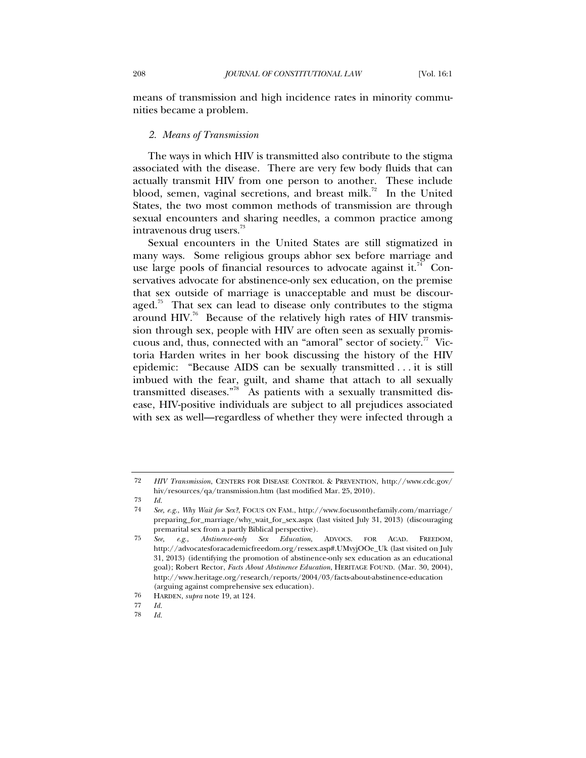means of transmission and high incidence rates in minority communities became a problem.

### *2. Means of Transmission*

The ways in which HIV is transmitted also contribute to the stigma associated with the disease. There are very few body fluids that can actually transmit HIV from one person to another. These include blood, semen, vaginal secretions, and breast milk.[72] In the United States, the two most common methods of transmission are through sexual encounters and sharing needles, a common practice among intravenous drug users.[73]

Sexual encounters in the United States are still stigmatized in many ways. Some religious groups abhor sex before marriage and use large pools of financial resources to advocate against it.[74] Conservatives advocate for abstinence-only sex education, on the premise that sex outside of marriage is unacceptable and must be discouraged.[75] That sex can lead to disease only contributes to the stigma around HIV.[76] Because of the relatively high rates of HIV transmission through sex, people with HIV are often seen as sexually promiscuous and, thus, connected with an "amoral" sector of society.[77] Victoria Harden writes in her book discussing the history of the HIV epidemic: "Because AIDS can be sexually transmitted . . . it is still imbued with the fear, guilt, and shame that attach to all sexually transmitted diseases."[78] As patients with a sexually transmitted disease, HIV-positive individuals are subject to all prejudices associated with sex as well—regardless of whether they were infected through a

---

72 *HIV Transmission*, CENTERS FOR DISEASE CONTROL & PREVENTION, http://www.cdc.gov/hiv/resources/qa/transmission.htm (last modified Mar. 25, 2010).

73 *Id.*

74 *See, e.g.*, *Why Wait for Sex?*, FOCUS ON FAM., http://www.focusonthefamily.com/marriage/preparing_for_marriage/why_wait_for_sex.aspx (last visited July 31, 2013) (discouraging premarital sex from a partly Biblical perspective).

75 *See, e.g.*, *Abstinence-only Sex Education*, ADVOCS. FOR ACAD. FREEDOM, http://advocatesforacademicfreedom.org/ressex.asp#.UMvyjOOe_Uk (last visited on July 31, 2013) (identifying the promotion of abstinence-only sex education as an educational goal); Robert Rector, *Facts About Abstinence Education*, HERITAGE FOUND. (Mar. 30, 2004), http://www.heritage.org/research/reports/2004/03/facts-about-abstinence-education (arguing against comprehensive sex education).

76 HARDEN, *supra* note 19, at 124.

77 *Id.*

78 *Id.*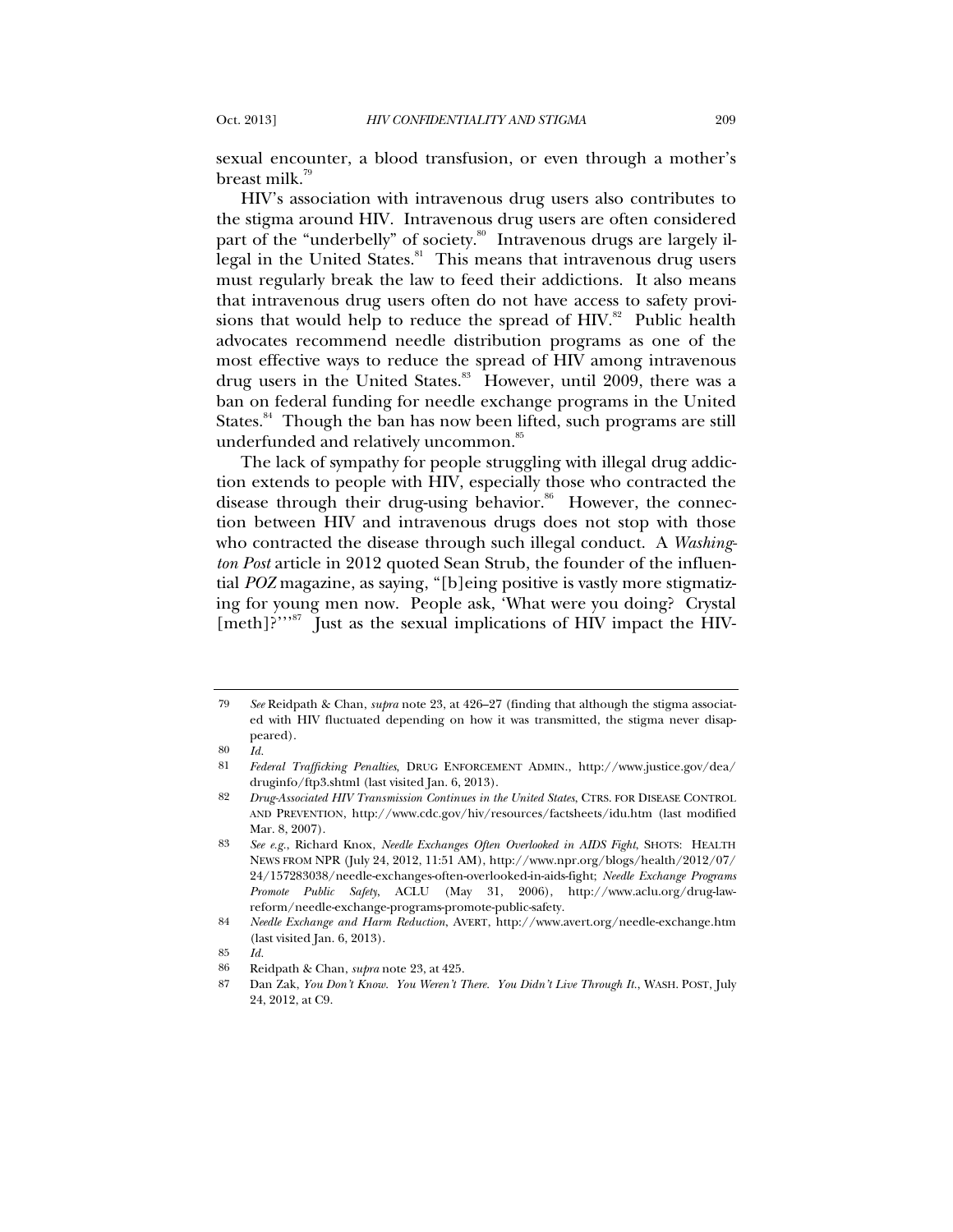sexual encounter, a blood transfusion, or even through a mother's breast milk.[79]

HIV's association with intravenous drug users also contributes to the stigma around HIV. Intravenous drug users are often considered part of the "underbelly" of society.[80] Intravenous drugs are largely illegal in the United States.[81] This means that intravenous drug users must regularly break the law to feed their addictions. It also means that intravenous drug users often do not have access to safety provisions that would help to reduce the spread of HIV.[82] Public health advocates recommend needle distribution programs as one of the most effective ways to reduce the spread of HIV among intravenous drug users in the United States.[83] However, until 2009, there was a ban on federal funding for needle exchange programs in the United States.[84] Though the ban has now been lifted, such programs are still underfunded and relatively uncommon.[85]

The lack of sympathy for people struggling with illegal drug addiction extends to people with HIV, especially those who contracted the disease through their drug-using behavior.[86] However, the connection between HIV and intravenous drugs does not stop with those who contracted the disease through such illegal conduct. A *Washington Post* article in 2012 quoted Sean Strub, the founder of the influential *POZ* magazine, as saying, "[b]eing positive is vastly more stigmatizing for young men now. People ask, 'What were you doing? Crystal [meth]?'"[87] Just as the sexual implications of HIV impact the HIV-

---

79 *See* Reidpath & Chan, *supra* note 23, at 426–27 (finding that although the stigma associated with HIV fluctuated depending on how it was transmitted, the stigma never disappeared).

80 *Id.*

81 *Federal Trafficking Penalties*, DRUG ENFORCEMENT ADMIN., http://www.justice.gov/dea/druginfo/ftp3.shtml (last visited Jan. 6, 2013).

82 *Drug-Associated HIV Transmission Continues in the United States*, CTRS. FOR DISEASE CONTROL AND PREVENTION, http://www.cdc.gov/hiv/resources/factsheets/idu.htm (last modified Mar. 8, 2007).

83 *See e.g.*, Richard Knox, *Needle Exchanges Often Overlooked in AIDS Fight*, SHOTS: HEALTH NEWS FROM NPR (July 24, 2012, 11:51 AM), http://www.npr.org/blogs/health/2012/07/24/157283038/needle-exchanges-often-overlooked-in-aids-fight; *Needle Exchange Programs Promote Public Safety*, ACLU (May 31, 2006), http://www.aclu.org/drug-law-reform/needle-exchange-programs-promote-public-safety.

84 *Needle Exchange and Harm Reduction*, AVERT, http://www.avert.org/needle-exchange.htm (last visited Jan. 6, 2013).

85 *Id.*

86 Reidpath & Chan, *supra* note 23, at 425.

87 Dan Zak, *You Don't Know. You Weren't There. You Didn't Live Through It.*, WASH. POST, July 24, 2012, at C9.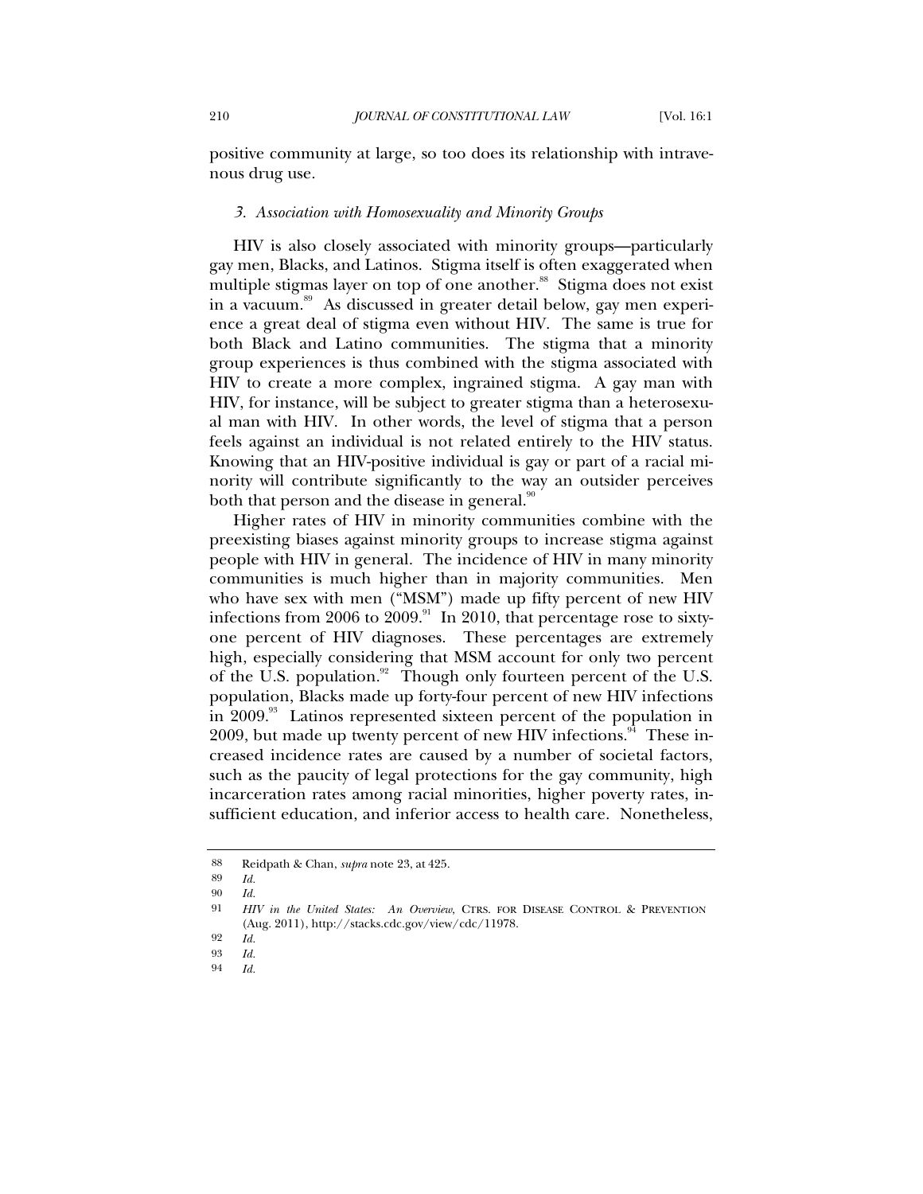positive community at large, so too does its relationship with intravenous drug use.

### *3. Association with Homosexuality and Minority Groups*

HIV is also closely associated with minority groups—particularly gay men, Blacks, and Latinos. Stigma itself is often exaggerated when multiple stigmas layer on top of one another.[88] Stigma does not exist in a vacuum.[89] As discussed in greater detail below, gay men experience a great deal of stigma even without HIV. The same is true for both Black and Latino communities. The stigma that a minority group experiences is thus combined with the stigma associated with HIV to create a more complex, ingrained stigma. A gay man with HIV, for instance, will be subject to greater stigma than a heterosexual man with HIV. In other words, the level of stigma that a person feels against an individual is not related entirely to the HIV status. Knowing that an HIV-positive individual is gay or part of a racial minority will contribute significantly to the way an outsider perceives both that person and the disease in general.[90]

Higher rates of HIV in minority communities combine with the preexisting biases against minority groups to increase stigma against people with HIV in general. The incidence of HIV in many minority communities is much higher than in majority communities. Men who have sex with men ("MSM") made up fifty percent of new HIV infections from 2006 to 2009.[91] In 2010, that percentage rose to sixty-one percent of HIV diagnoses. These percentages are extremely high, especially considering that MSM account for only two percent of the U.S. population.[92] Though only fourteen percent of the U.S. population, Blacks made up forty-four percent of new HIV infections in 2009.[93] Latinos represented sixteen percent of the population in 2009, but made up twenty percent of new HIV infections.[94] These increased incidence rates are caused by a number of societal factors, such as the paucity of legal protections for the gay community, high incarceration rates among racial minorities, higher poverty rates, insufficient education, and inferior access to health care. Nonetheless,

---

88 Reidpath & Chan, *supra* note 23, at 425.

89 *Id.*

90 *Id.*

91 *HIV in the United States: An Overview*, CTRS. FOR DISEASE CONTROL & PREVENTION (Aug. 2011), http://stacks.cdc.gov/view/cdc/11978.

92 *Id.*

93 *Id.*

94 *Id.*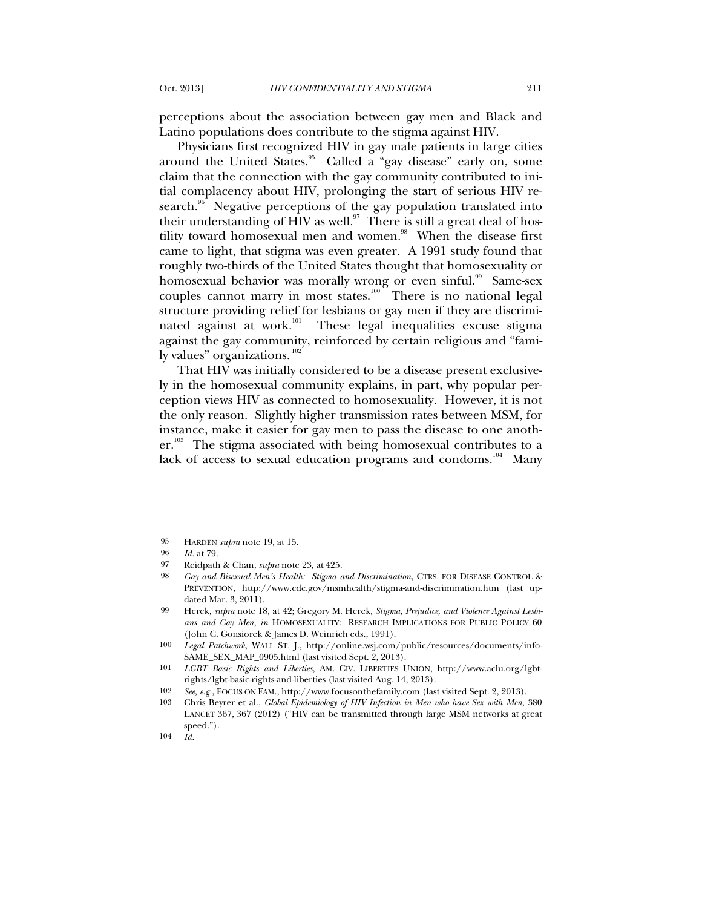perceptions about the association between gay men and Black and Latino populations does contribute to the stigma against HIV.

Physicians first recognized HIV in gay male patients in large cities around the United States.[95] Called a "gay disease" early on, some claim that the connection with the gay community contributed to initial complacency about HIV, prolonging the start of serious HIV research.[96] Negative perceptions of the gay population translated into their understanding of HIV as well.[97] There is still a great deal of hostility toward homosexual men and women.[98] When the disease first came to light, that stigma was even greater. A 1991 study found that roughly two-thirds of the United States thought that homosexuality or homosexual behavior was morally wrong or even sinful.[99] Same-sex couples cannot marry in most states.[100] There is no national legal structure providing relief for lesbians or gay men if they are discriminated against at work.[101] These legal inequalities excuse stigma against the gay community, reinforced by certain religious and "family values" organizations.[102]

That HIV was initially considered to be a disease present exclusively in the homosexual community explains, in part, why popular perception views HIV as connected to homosexuality. However, it is not the only reason. Slightly higher transmission rates between MSM, for instance, make it easier for gay men to pass the disease to one another.[103] The stigma associated with being homosexual contributes to a lack of access to sexual education programs and condoms.[104] Many

---

95 HARDEN *supra* note 19, at 15.

96 *Id.* at 79.

97 Reidpath & Chan, *supra* note 23, at 425.

98 *Gay and Bisexual Men's Health: Stigma and Discrimination*, CTRS. FOR DISEASE CONTROL & PREVENTION, http://www.cdc.gov/msmhealth/stigma-and-discrimination.htm (last updated Mar. 3, 2011).

99 Herek, *supra* note 18, at 42; Gregory M. Herek, *Stigma, Prejudice, and Violence Against Lesbians and Gay Men*, *in* HOMOSEXUALITY: RESEARCH IMPLICATIONS FOR PUBLIC POLICY 60 (John C. Gonsiorek & James D. Weinrich eds., 1991).

100 *Legal Patchwork*, WALL ST. J., http://online.wsj.com/public/resources/documents/info-SAME_SEX_MAP_0905.html (last visited Sept. 2, 2013).

101 *LGBT Basic Rights and Liberties*, AM. CIV. LIBERTIES UNION, http://www.aclu.org/lgbt-rights/lgbt-basic-rights-and-liberties (last visited Aug. 14, 2013).

102 *See, e.g.*, FOCUS ON FAM., http://www.focusonthefamily.com (last visited Sept. 2, 2013).

103 Chris Beyrer et al., *Global Epidemiology of HIV Infection in Men who have Sex with Men*, 380 LANCET 367, 367 (2012) ("HIV can be transmitted through large MSM networks at great speed.").

104 *Id.*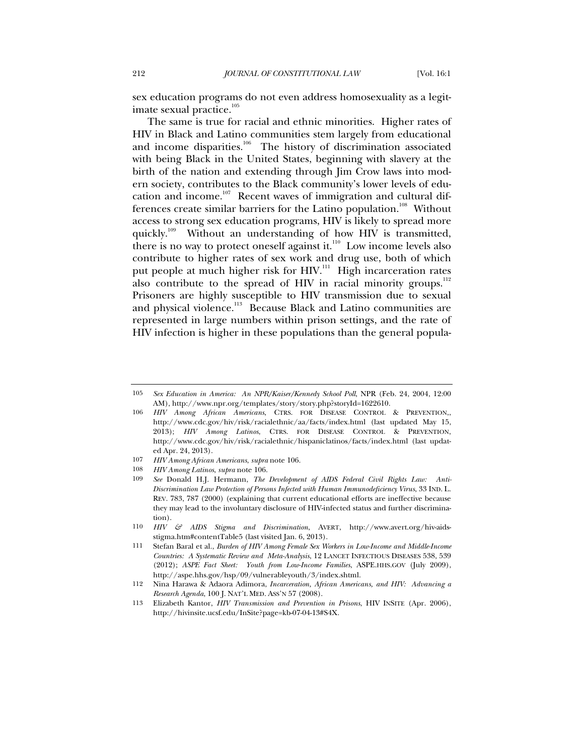sex education programs do not even address homosexuality as a legitimate sexual practice.[105]

The same is true for racial and ethnic minorities. Higher rates of HIV in Black and Latino communities stem largely from educational and income disparities.[106] The history of discrimination associated with being Black in the United States, beginning with slavery at the birth of the nation and extending through Jim Crow laws into modern society, contributes to the Black community's lower levels of education and income.[107] Recent waves of immigration and cultural differences create similar barriers for the Latino population.[108] Without access to strong sex education programs, HIV is likely to spread more quickly.[109] Without an understanding of how HIV is transmitted, there is no way to protect oneself against it.[110] Low income levels also contribute to higher rates of sex work and drug use, both of which put people at much higher risk for HIV.[111] High incarceration rates also contribute to the spread of HIV in racial minority groups.[112] Prisoners are highly susceptible to HIV transmission due to sexual and physical violence.[113] Because Black and Latino communities are represented in large numbers within prison settings, and the rate of HIV infection is higher in these populations than the general popula-

---

105 *Sex Education in America: An NPR/Kaiser/Kennedy School Poll*, NPR (Feb. 24, 2004, 12:00 AM), http://www.npr.org/templates/story/story.php?storyId=1622610.

106 *HIV Among African Americans*, CTRS. FOR DISEASE CONTROL & PREVENTION,, http://www.cdc.gov/hiv/risk/racialethnic/aa/facts/index.html (last updated May 15, 2013); *HIV Among Latinos*, CTRS. FOR DISEASE CONTROL & PREVENTION, http://www.cdc.gov/hiv/risk/racialethnic/hispaniclatinos/facts/index.html (last updated Apr. 24, 2013).

107 *HIV Among African Americans*, *supra* note 106.

108 *HIV Among Latinos*, *supra* note 106.

109 *See* Donald H.J. Hermann, *The Development of AIDS Federal Civil Rights Law: Anti-Discrimination Law Protection of Persons Infected with Human Immunodeficiency Virus*, 33 IND. L. REV. 783, 787 (2000) (explaining that current educational efforts are ineffective because they may lead to the involuntary disclosure of HIV-infected status and further discrimination).

110 *HIV & AIDS Stigma and Discrimination*, AVERT, http://www.avert.org/hiv-aids-stigma.htm#contentTable5 (last visited Jan. 6, 2013).

111 Stefan Baral et al., *Burden of HIV Among Female Sex Workers in Low-Income and Middle-Income Countries: A Systematic Review and Meta-Analysis*, 12 LANCET INFECTIOUS DISEASES 538, 539 (2012); *ASPE Fact Sheet: Youth from Low-Income Families*, ASPE.HHS.GOV (July 2009), http://aspe.hhs.gov/hsp/09/vulnerableyouth/3/index.shtml.

112 Nina Harawa & Adaora Adimora, *Incarceration, African Americans, and HIV: Advancing a Research Agenda*, 100 J. NAT'L MED. ASS'N 57 (2008).

113 Elizabeth Kantor, *HIV Transmission and Prevention in Prisons*, HIV INSITE (Apr. 2006), http://hivinsite.ucsf.edu/InSite?page=kb-07-04-13#S4X.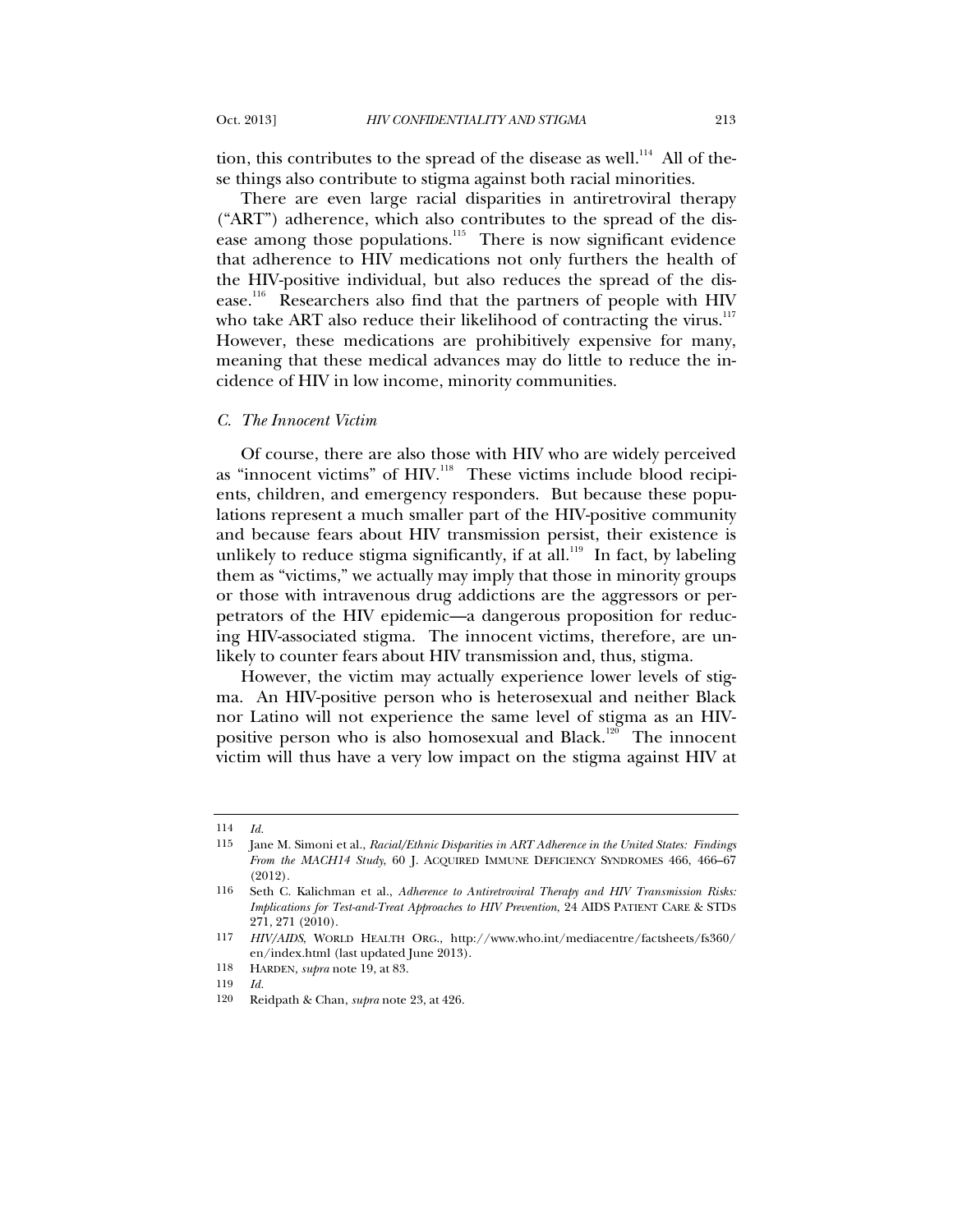tion, this contributes to the spread of the disease as well.[114] All of these things also contribute to stigma against both racial minorities.

There are even large racial disparities in antiretroviral therapy ("ART") adherence, which also contributes to the spread of the disease among those populations.[115] There is now significant evidence that adherence to HIV medications not only furthers the health of the HIV-positive individual, but also reduces the spread of the disease.[116] Researchers also find that the partners of people with HIV who take ART also reduce their likelihood of contracting the virus.[117] However, these medications are prohibitively expensive for many, meaning that these medical advances may do little to reduce the incidence of HIV in low income, minority communities.

### *C. The Innocent Victim*

Of course, there are also those with HIV who are widely perceived as "innocent victims" of HIV.[118] These victims include blood recipients, children, and emergency responders. But because these populations represent a much smaller part of the HIV-positive community and because fears about HIV transmission persist, their existence is unlikely to reduce stigma significantly, if at all.[119] In fact, by labeling them as "victims," we actually may imply that those in minority groups or those with intravenous drug addictions are the aggressors or perpetrators of the HIV epidemic—a dangerous proposition for reducing HIV-associated stigma. The innocent victims, therefore, are unlikely to counter fears about HIV transmission and, thus, stigma.

However, the victim may actually experience lower levels of stigma. An HIV-positive person who is heterosexual and neither Black nor Latino will not experience the same level of stigma as an HIV-positive person who is also homosexual and Black.[120] The innocent victim will thus have a very low impact on the stigma against HIV at

---

114 *Id.*

115 Jane M. Simoni et al., *Racial/Ethnic Disparities in ART Adherence in the United States: Findings From the MACH14 Study*, 60 J. ACQUIRED IMMUNE DEFICIENCY SYNDROMES 466, 466–67 (2012).

116 Seth C. Kalichman et al., *Adherence to Antiretroviral Therapy and HIV Transmission Risks: Implications for Test-and-Treat Approaches to HIV Prevention*, 24 AIDS PATIENT CARE & STDS 271, 271 (2010).

117 *HIV/AIDS*, WORLD HEALTH ORG., http://www.who.int/mediacentre/factsheets/fs360/en/index.html (last updated June 2013).

118 HARDEN, *supra* note 19, at 83.

119 *Id.*

120 Reidpath & Chan, *supra* note 23, at 426.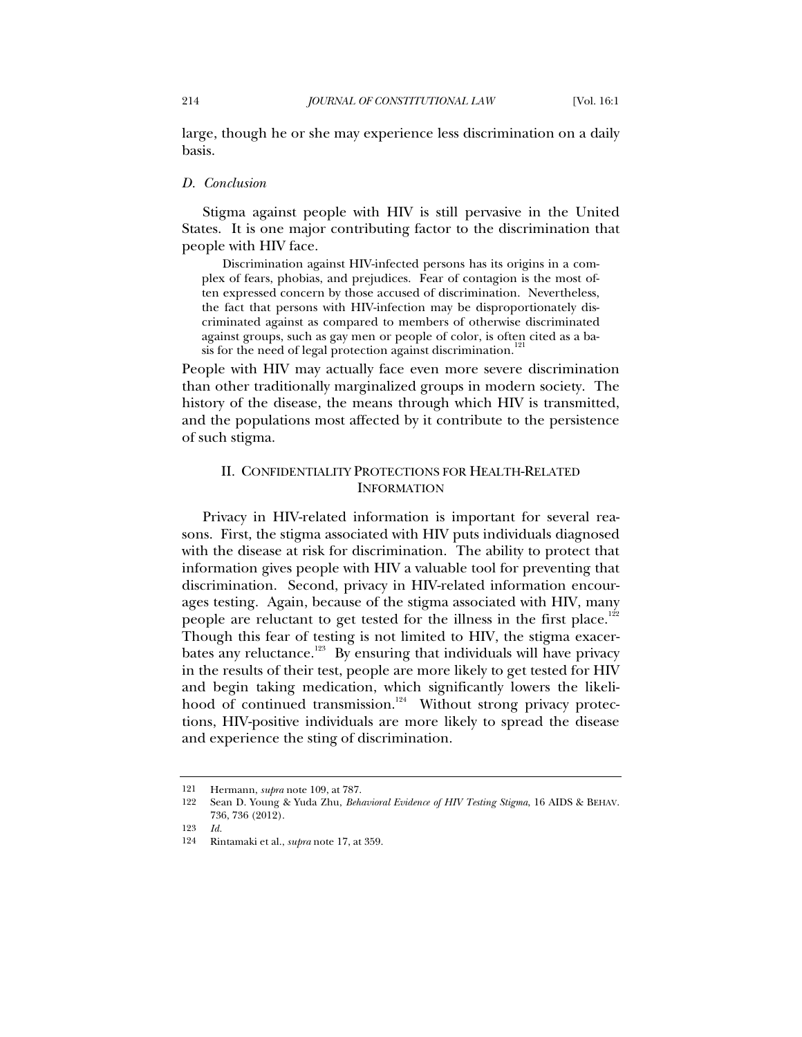large, though he or she may experience less discrimination on a daily basis.

### *D. Conclusion*

Stigma against people with HIV is still pervasive in the United States. It is one major contributing factor to the discrimination that people with HIV face.

> Discrimination against HIV-infected persons has its origins in a complex of fears, phobias, and prejudices. Fear of contagion is the most often expressed concern by those accused of discrimination. Nevertheless, the fact that persons with HIV-infection may be disproportionately discriminated against as compared to members of otherwise discriminated against groups, such as gay men or people of color, is often cited as a basis for the need of legal protection against discrimination.[121]

People with HIV may actually face even more severe discrimination than other traditionally marginalized groups in modern society. The history of the disease, the means through which HIV is transmitted, and the populations most affected by it contribute to the persistence of such stigma.

## II. CONFIDENTIALITY PROTECTIONS FOR HEALTH-RELATED INFORMATION

Privacy in HIV-related information is important for several reasons. First, the stigma associated with HIV puts individuals diagnosed with the disease at risk for discrimination. The ability to protect that information gives people with HIV a valuable tool for preventing that discrimination. Second, privacy in HIV-related information encourages testing. Again, because of the stigma associated with HIV, many people are reluctant to get tested for the illness in the first place.[122] Though this fear of testing is not limited to HIV, the stigma exacerbates any reluctance.[123] By ensuring that individuals will have privacy in the results of their test, people are more likely to get tested for HIV and begin taking medication, which significantly lowers the likelihood of continued transmission.[124] Without strong privacy protections, HIV-positive individuals are more likely to spread the disease and experience the sting of discrimination.

---

121 Hermann, *supra* note 109, at 787.

122 Sean D. Young & Yuda Zhu, *Behavioral Evidence of HIV Testing Stigma*, 16 AIDS & BEHAV. 736, 736 (2012).

123 *Id.*

124 Rintamaki et al., *supra* note 17, at 359.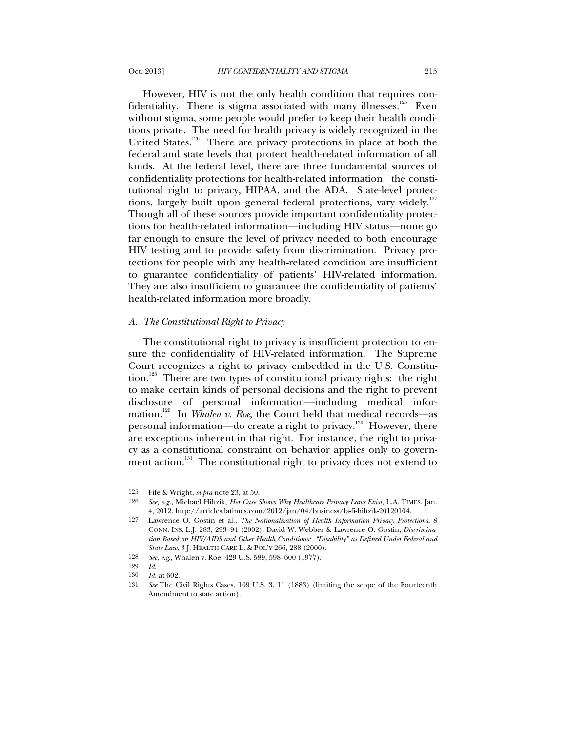However, HIV is not the only health condition that requires confidentiality. There is stigma associated with many illnesses.[125] Even without stigma, some people would prefer to keep their health conditions private. The need for health privacy is widely recognized in the United States.[126] There are privacy protections in place at both the federal and state levels that protect health-related information of all kinds. At the federal level, there are three fundamental sources of confidentiality protections for health-related information: the constitutional right to privacy, HIPAA, and the ADA. State-level protections, largely built upon general federal protections, vary widely.[127] Though all of these sources provide important confidentiality protections for health-related information—including HIV status—none go far enough to ensure the level of privacy needed to both encourage HIV testing and to provide safety from discrimination. Privacy protections for people with any health-related condition are insufficient to guarantee confidentiality of patients' HIV-related information. They are also insufficient to guarantee the confidentiality of patients' health-related information more broadly.

### *A. The Constitutional Right to Privacy*

The constitutional right to privacy is insufficient protection to ensure the confidentiality of HIV-related information. The Supreme Court recognizes a right to privacy embedded in the U.S. Constitution.[128] There are two types of constitutional privacy rights: the right to make certain kinds of personal decisions and the right to prevent disclosure of personal information—including medical information.[129] In *Whalen v. Roe*, the Court held that medical records—as personal information—do create a right to privacy.[130] However, there are exceptions inherent in that right. For instance, the right to privacy as a constitutional constraint on behavior applies only to government action.[131] The constitutional right to privacy does not extend to

---

125 Fife & Wright, *supra* note 23, at 50.

126 *See, e.g.*, Michael Hiltzik, *Her Case Shows Why Healthcare Privacy Laws Exist*, L.A. TIMES, Jan. 4, 2012, http://articles.latimes.com/2012/jan/04/business/la-fi-hiltzik-20120104.

127 Lawrence O. Gostin et al., *The Nationalization of Health Information Privacy Protections*, 8 CONN. INS. L.J. 283, 293–94 (2002); David W. Webber & Lawrence O. Gostin, *Discrimination Based on HIV/AIDS and Other Health Conditions: "Disability" as Defined Under Federal and State Law*, 3 J. HEALTH CARE L. & POL'Y 266, 288 (2000).

128 *See, e.g.*, Whalen v. Roe, 429 U.S. 589, 598–600 (1977).

129 *Id.*

130 *Id.* at 602.

131 *See* The Civil Rights Cases, 109 U.S. 3, 11 (1883) (limiting the scope of the Fourteenth Amendment to state action).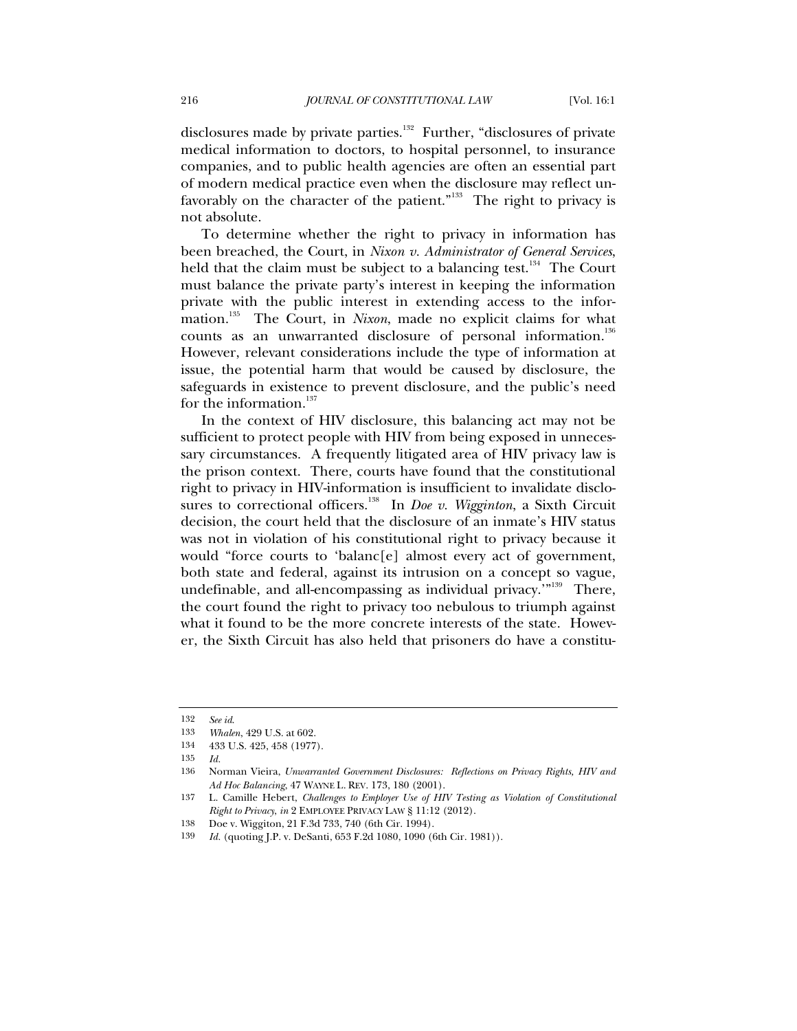disclosures made by private parties.[132] Further, "disclosures of private medical information to doctors, to hospital personnel, to insurance companies, and to public health agencies are often an essential part of modern medical practice even when the disclosure may reflect unfavorably on the character of the patient."[133] The right to privacy is not absolute.

To determine whether the right to privacy in information has been breached, the Court, in *Nixon v. Administrator of General Services*, held that the claim must be subject to a balancing test.[134] The Court must balance the private party's interest in keeping the information private with the public interest in extending access to the information.[135] The Court, in *Nixon*, made no explicit claims for what counts as an unwarranted disclosure of personal information.[136] However, relevant considerations include the type of information at issue, the potential harm that would be caused by disclosure, the safeguards in existence to prevent disclosure, and the public's need for the information.[137]

In the context of HIV disclosure, this balancing act may not be sufficient to protect people with HIV from being exposed in unnecessary circumstances. A frequently litigated area of HIV privacy law is the prison context. There, courts have found that the constitutional right to privacy in HIV-information is insufficient to invalidate disclosures to correctional officers.[138] In *Doe v. Wigginton*, a Sixth Circuit decision, the court held that the disclosure of an inmate's HIV status was not in violation of his constitutional right to privacy because it would "force courts to 'balanc[e] almost every act of government, both state and federal, against its intrusion on a concept so vague, undefinable, and all-encompassing as individual privacy.'"[139] There, the court found the right to privacy too nebulous to triumph against what it found to be the more concrete interests of the state. However, the Sixth Circuit has also held that prisoners do have a constitu-

---

132 *See id.*

133 *Whalen*, 429 U.S. at 602.

134 433 U.S. 425, 458 (1977).

135 *Id.*

136 Norman Vieira, *Unwarranted Government Disclosures: Reflections on Privacy Rights, HIV and Ad Hoc Balancing*, 47 WAYNE L. REV. 173, 180 (2001).

137 L. Camille Hebert, *Challenges to Employer Use of HIV Testing as Violation of Constitutional Right to Privacy*, *in* 2 EMPLOYEE PRIVACY LAW § 11:12 (2012).

138 Doe v. Wiggiton, 21 F.3d 733, 740 (6th Cir. 1994).

139 *Id.* (quoting J.P. v. DeSanti, 653 F.2d 1080, 1090 (6th Cir. 1981)).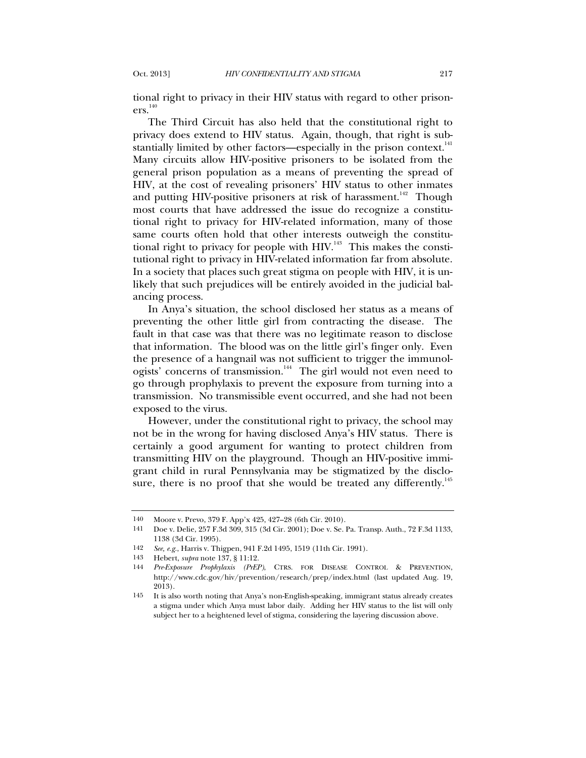tional right to privacy in their HIV status with regard to other prisoners.[140]

The Third Circuit has also held that the constitutional right to privacy does extend to HIV status. Again, though, that right is substantially limited by other factors—especially in the prison context.[141] Many circuits allow HIV-positive prisoners to be isolated from the general prison population as a means of preventing the spread of HIV, at the cost of revealing prisoners' HIV status to other inmates and putting HIV-positive prisoners at risk of harassment.[142] Though most courts that have addressed the issue do recognize a constitutional right to privacy for HIV-related information, many of those same courts often hold that other interests outweigh the constitutional right to privacy for people with HIV.[143] This makes the constitutional right to privacy in HIV-related information far from absolute. In a society that places such great stigma on people with HIV, it is unlikely that such prejudices will be entirely avoided in the judicial balancing process.

In Anya's situation, the school disclosed her status as a means of preventing the other little girl from contracting the disease. The fault in that case was that there was no legitimate reason to disclose that information. The blood was on the little girl's finger only. Even the presence of a hangnail was not sufficient to trigger the immunologists' concerns of transmission.[144] The girl would not even need to go through prophylaxis to prevent the exposure from turning into a transmission. No transmissible event occurred, and she had not been exposed to the virus.

However, under the constitutional right to privacy, the school may not be in the wrong for having disclosed Anya's HIV status. There is certainly a good argument for wanting to protect children from transmitting HIV on the playground. Though an HIV-positive immigrant child in rural Pennsylvania may be stigmatized by the disclosure, there is no proof that she would be treated any differently.[145]

---

140 Moore v. Prevo, 379 F. App'x 425, 427–28 (6th Cir. 2010).

141 Doe v. Delie, 257 F.3d 309, 315 (3d Cir. 2001); Doe v. Se. Pa. Transp. Auth., 72 F.3d 1133, 1138 (3d Cir. 1995).

142 *See, e.g.*, Harris v. Thigpen, 941 F.2d 1495, 1519 (11th Cir. 1991).

143 Hebert, *supra* note 137, § 11:12.

144 *Pre-Exposure Prophylaxis (PrEP)*, CTRS. FOR DISEASE CONTROL & PREVENTION, http://www.cdc.gov/hiv/prevention/research/prep/index.html (last updated Aug. 19, 2013).

145 It is also worth noting that Anya's non-English-speaking, immigrant status already creates a stigma under which Anya must labor daily. Adding her HIV status to the list will only subject her to a heightened level of stigma, considering the layering discussion above.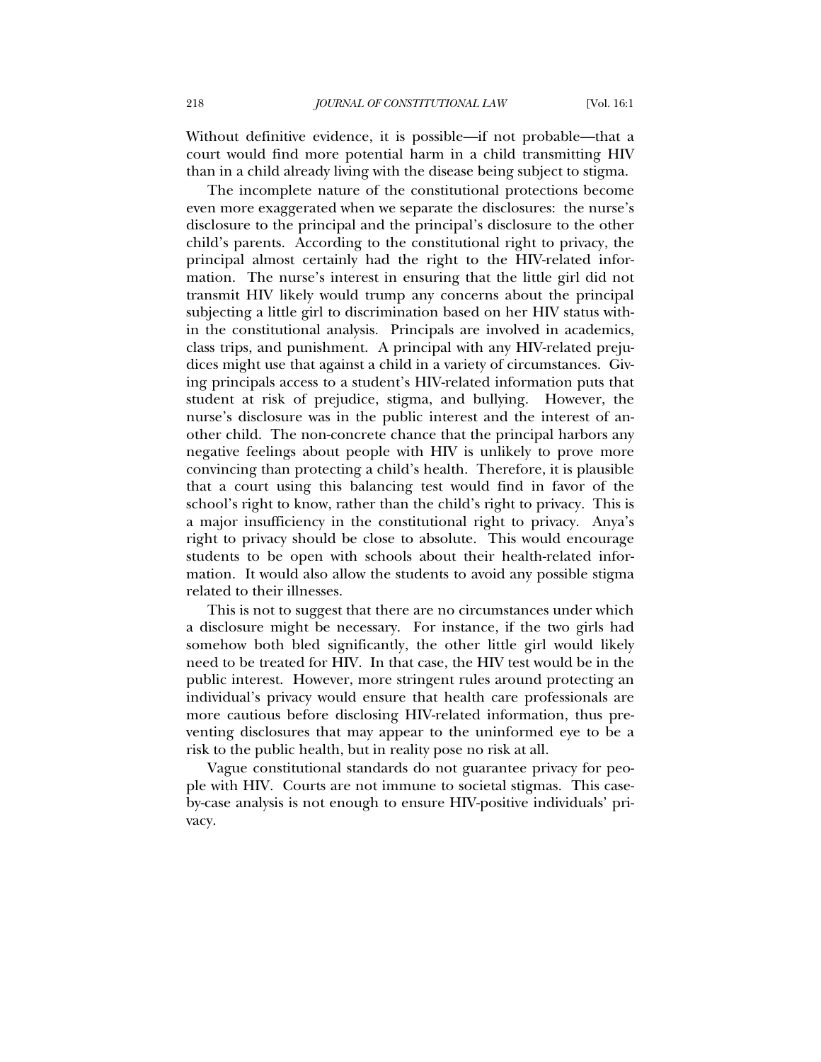Without definitive evidence, it is possible—if not probable—that a court would find more potential harm in a child transmitting HIV than in a child already living with the disease being subject to stigma.

The incomplete nature of the constitutional protections become even more exaggerated when we separate the disclosures: the nurse's disclosure to the principal and the principal's disclosure to the other child's parents. According to the constitutional right to privacy, the principal almost certainly had the right to the HIV-related information. The nurse's interest in ensuring that the little girl did not transmit HIV likely would trump any concerns about the principal subjecting a little girl to discrimination based on her HIV status within the constitutional analysis. Principals are involved in academics, class trips, and punishment. A principal with any HIV-related prejudices might use that against a child in a variety of circumstances. Giving principals access to a student's HIV-related information puts that student at risk of prejudice, stigma, and bullying. However, the nurse's disclosure was in the public interest and the interest of another child. The non-concrete chance that the principal harbors any negative feelings about people with HIV is unlikely to prove more convincing than protecting a child's health. Therefore, it is plausible that a court using this balancing test would find in favor of the school's right to know, rather than the child's right to privacy. This is a major insufficiency in the constitutional right to privacy. Anya's right to privacy should be close to absolute. This would encourage students to be open with schools about their health-related information. It would also allow the students to avoid any possible stigma related to their illnesses.

This is not to suggest that there are no circumstances under which a disclosure might be necessary. For instance, if the two girls had somehow both bled significantly, the other little girl would likely need to be treated for HIV. In that case, the HIV test would be in the public interest. However, more stringent rules around protecting an individual's privacy would ensure that health care professionals are more cautious before disclosing HIV-related information, thus preventing disclosures that may appear to the uninformed eye to be a risk to the public health, but in reality pose no risk at all.

Vague constitutional standards do not guarantee privacy for people with HIV. Courts are not immune to societal stigmas. This case-by-case analysis is not enough to ensure HIV-positive individuals' privacy.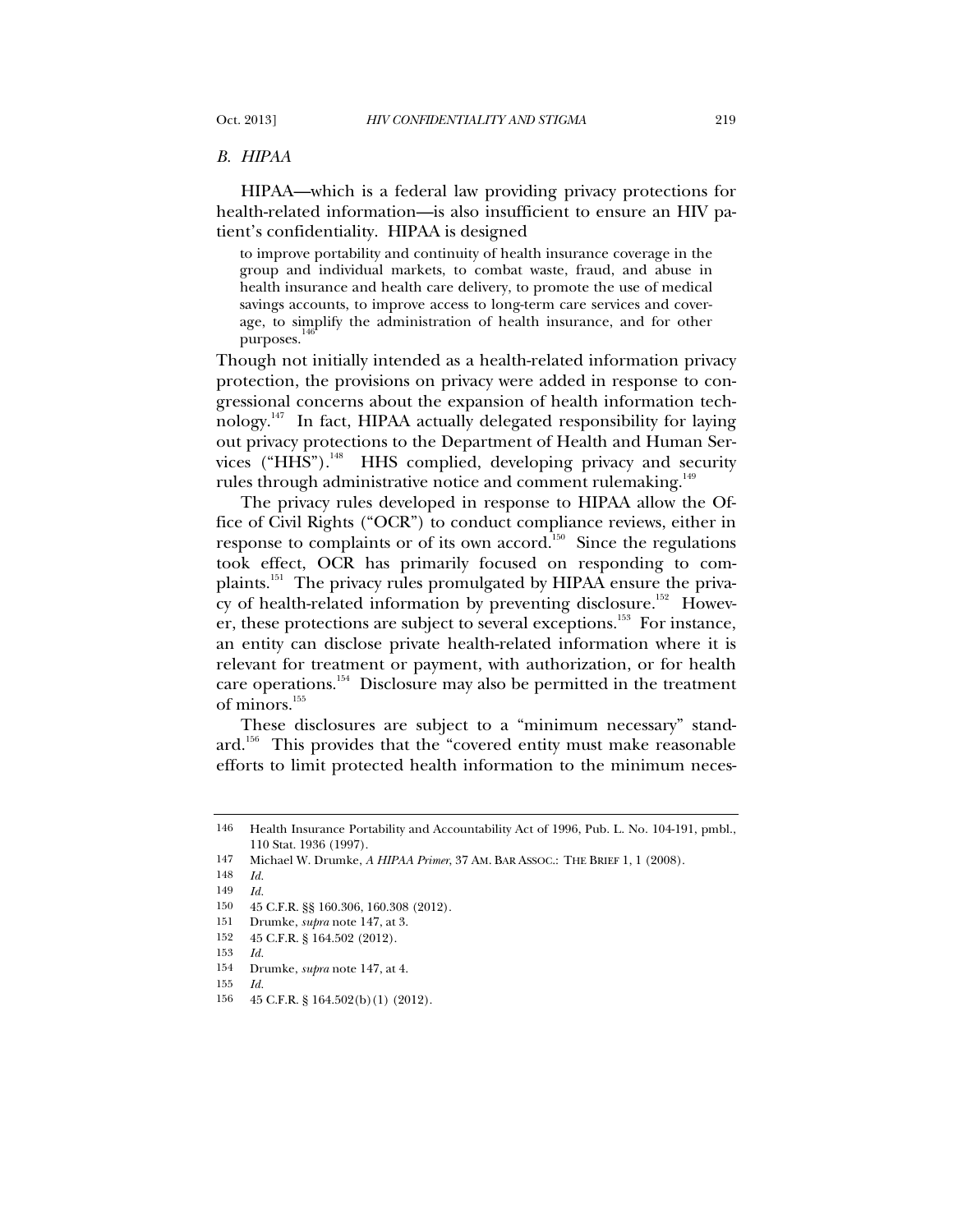### *B. HIPAA*

HIPAA—which is a federal law providing privacy protections for health-related information—is also insufficient to ensure an HIV patient's confidentiality. HIPAA is designed

> to improve portability and continuity of health insurance coverage in the group and individual markets, to combat waste, fraud, and abuse in health insurance and health care delivery, to promote the use of medical savings accounts, to improve access to long-term care services and coverage, to simplify the administration of health insurance, and for other purposes.[146]

Though not initially intended as a health-related information privacy protection, the provisions on privacy were added in response to congressional concerns about the expansion of health information technology.[147] In fact, HIPAA actually delegated responsibility for laying out privacy protections to the Department of Health and Human Services ("HHS").[148] HHS complied, developing privacy and security rules through administrative notice and comment rulemaking.[149]

The privacy rules developed in response to HIPAA allow the Office of Civil Rights ("OCR") to conduct compliance reviews, either in response to complaints or of its own accord.[150] Since the regulations took effect, OCR has primarily focused on responding to complaints.[151] The privacy rules promulgated by HIPAA ensure the privacy of health-related information by preventing disclosure.[152] However, these protections are subject to several exceptions.[153] For instance, an entity can disclose private health-related information where it is relevant for treatment or payment, with authorization, or for health care operations.[154] Disclosure may also be permitted in the treatment of minors.[155]

These disclosures are subject to a "minimum necessary" standard.[156] This provides that the "covered entity must make reasonable efforts to limit protected health information to the minimum neces-

---

146 Health Insurance Portability and Accountability Act of 1996, Pub. L. No. 104-191, pmbl., 110 Stat. 1936 (1997).

147 Michael W. Drumke, *A HIPAA Primer*, 37 AM. BAR ASSOC.: THE BRIEF 1, 1 (2008).

148 *Id.*

149 *Id.*

150 45 C.F.R. §§ 160.306, 160.308 (2012).

151 Drumke, *supra* note 147, at 3.

152 45 C.F.R. § 164.502 (2012).

153 *Id.*

154 Drumke, *supra* note 147, at 4.

155 *Id.*

156 45 C.F.R. § 164.502(b)(1) (2012).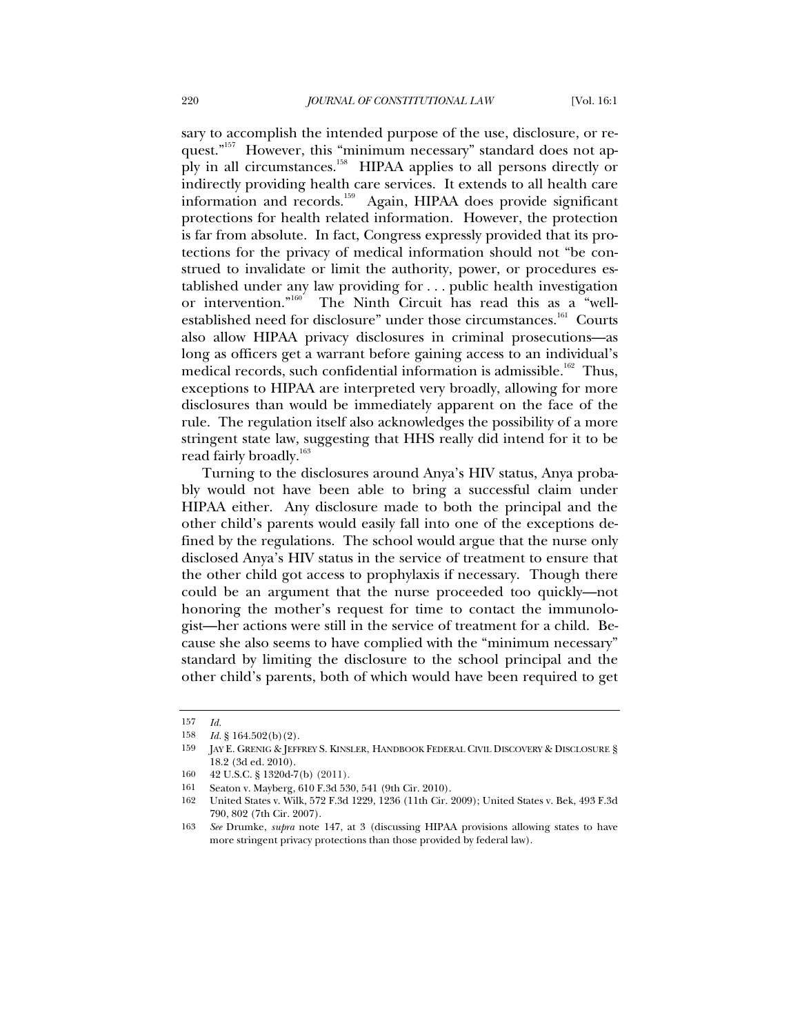sary to accomplish the intended purpose of the use, disclosure, or request."[157] However, this "minimum necessary" standard does not apply in all circumstances.[158] HIPAA applies to all persons directly or indirectly providing health care services. It extends to all health care information and records.[159] Again, HIPAA does provide significant protections for health related information. However, the protection is far from absolute. In fact, Congress expressly provided that its protections for the privacy of medical information should not "be construed to invalidate or limit the authority, power, or procedures established under any law providing for . . . public health investigation or intervention."[160] The Ninth Circuit has read this as a "well-established need for disclosure" under those circumstances.[161] Courts also allow HIPAA privacy disclosures in criminal prosecutions—as long as officers get a warrant before gaining access to an individual's medical records, such confidential information is admissible.[162] Thus, exceptions to HIPAA are interpreted very broadly, allowing for more disclosures than would be immediately apparent on the face of the rule. The regulation itself also acknowledges the possibility of a more stringent state law, suggesting that HHS really did intend for it to be read fairly broadly.[163]

Turning to the disclosures around Anya's HIV status, Anya probably would not have been able to bring a successful claim under HIPAA either. Any disclosure made to both the principal and the other child's parents would easily fall into one of the exceptions defined by the regulations. The school would argue that the nurse only disclosed Anya's HIV status in the service of treatment to ensure that the other child got access to prophylaxis if necessary. Though there could be an argument that the nurse proceeded too quickly—not honoring the mother's request for time to contact the immunologist—her actions were still in the service of treatment for a child. Because she also seems to have complied with the "minimum necessary" standard by limiting the disclosure to the school principal and the other child's parents, both of which would have been required to get

---

157 *Id.*

158 *Id.* § 164.502(b)(2).

159 JAY E. GRENIG & JEFFREY S. KINSLER, HANDBOOK FEDERAL CIVIL DISCOVERY & DISCLOSURE § 18.2 (3d ed. 2010).

160 42 U.S.C. § 1320d-7(b) (2011).

161 Seaton v. Mayberg, 610 F.3d 530, 541 (9th Cir. 2010).

162 United States v. Wilk, 572 F.3d 1229, 1236 (11th Cir. 2009); United States v. Bek, 493 F.3d 790, 802 (7th Cir. 2007).

163 *See* Drumke, *supra* note 147, at 3 (discussing HIPAA provisions allowing states to have more stringent privacy protections than those provided by federal law).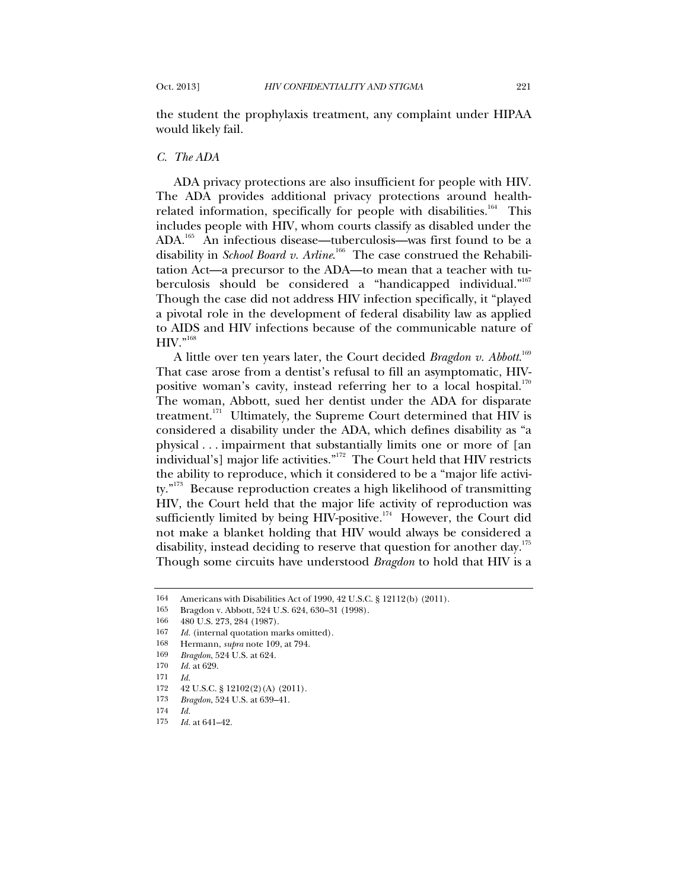the student the prophylaxis treatment, any complaint under HIPAA would likely fail.

### *C. The ADA*

ADA privacy protections are also insufficient for people with HIV. The ADA provides additional privacy protections around health-related information, specifically for people with disabilities.[164] This includes people with HIV, whom courts classify as disabled under the ADA.[165] An infectious disease—tuberculosis—was first found to be a disability in *School Board v. Arline*.[166] The case construed the Rehabilitation Act—a precursor to the ADA—to mean that a teacher with tuberculosis should be considered a "handicapped individual."[167] Though the case did not address HIV infection specifically, it "played a pivotal role in the development of federal disability law as applied to AIDS and HIV infections because of the communicable nature of HIV."[168]

A little over ten years later, the Court decided *Bragdon v. Abbott*.[169] That case arose from a dentist's refusal to fill an asymptomatic, HIV-positive woman's cavity, instead referring her to a local hospital.[170] The woman, Abbott, sued her dentist under the ADA for disparate treatment.[171] Ultimately, the Supreme Court determined that HIV is considered a disability under the ADA, which defines disability as "a physical . . . impairment that substantially limits one or more of [an individual's] major life activities."[172] The Court held that HIV restricts the ability to reproduce, which it considered to be a "major life activity."[173] Because reproduction creates a high likelihood of transmitting HIV, the Court held that the major life activity of reproduction was sufficiently limited by being HIV-positive.[174] However, the Court did not make a blanket holding that HIV would always be considered a disability, instead deciding to reserve that question for another day.[175] Though some circuits have understood *Bragdon* to hold that HIV is a

---

164 Americans with Disabilities Act of 1990, 42 U.S.C. § 12112(b) (2011).

165 Bragdon v. Abbott, 524 U.S. 624, 630–31 (1998).

166 480 U.S. 273, 284 (1987).

167 *Id.* (internal quotation marks omitted).

168 Hermann, *supra* note 109, at 794.

169 *Bragdon*, 524 U.S. at 624.

170 *Id.* at 629.

171 *Id.*

172 42 U.S.C. § 12102(2)(A) (2011).

173 *Bragdon*, 524 U.S. at 639–41.

174 *Id.*

175 *Id.* at 641–42.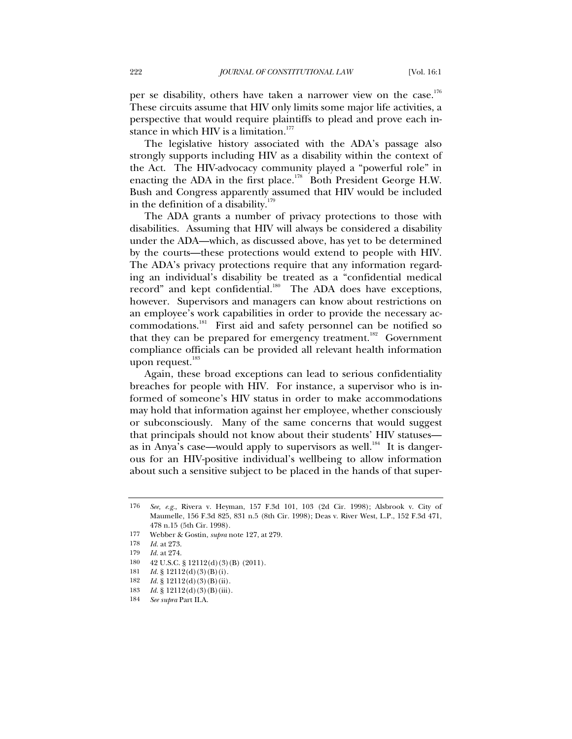per se disability, others have taken a narrower view on the case.[176] These circuits assume that HIV only limits some major life activities, a perspective that would require plaintiffs to plead and prove each instance in which HIV is a limitation.[177]

The legislative history associated with the ADA's passage also strongly supports including HIV as a disability within the context of the Act. The HIV-advocacy community played a "powerful role" in enacting the ADA in the first place.[178] Both President George H.W. Bush and Congress apparently assumed that HIV would be included in the definition of a disability.[179]

The ADA grants a number of privacy protections to those with disabilities. Assuming that HIV will always be considered a disability under the ADA—which, as discussed above, has yet to be determined by the courts—these protections would extend to people with HIV. The ADA's privacy protections require that any information regarding an individual's disability be treated as a "confidential medical record" and kept confidential.[180] The ADA does have exceptions, however. Supervisors and managers can know about restrictions on an employee's work capabilities in order to provide the necessary accommodations.[181] First aid and safety personnel can be notified so that they can be prepared for emergency treatment.[182] Government compliance officials can be provided all relevant health information upon request.[183]

Again, these broad exceptions can lead to serious confidentiality breaches for people with HIV. For instance, a supervisor who is informed of someone's HIV status in order to make accommodations may hold that information against her employee, whether consciously or subconsciously. Many of the same concerns that would suggest that principals should not know about their students' HIV statuses—as in Anya's case—would apply to supervisors as well.[184] It is dangerous for an HIV-positive individual's wellbeing to allow information about such a sensitive subject to be placed in the hands of that super-

---

176 *See, e.g.*, Rivera v. Heyman, 157 F.3d 101, 103 (2d Cir. 1998); Alsbrook v. City of Maumelle, 156 F.3d 825, 831 n.5 (8th Cir. 1998); Deas v. River West, L.P., 152 F.3d 471, 478 n.15 (5th Cir. 1998).

177 Webber & Gostin, *supra* note 127, at 279.

178 *Id.* at 273.

179 *Id.* at 274.

180 42 U.S.C. § 12112(d)(3)(B) (2011).

181 *Id.* § 12112(d)(3)(B)(i).

182 *Id.* § 12112(d)(3)(B)(ii).

183 *Id.* § 12112(d)(3)(B)(iii).

184 *See supra* Part II.A.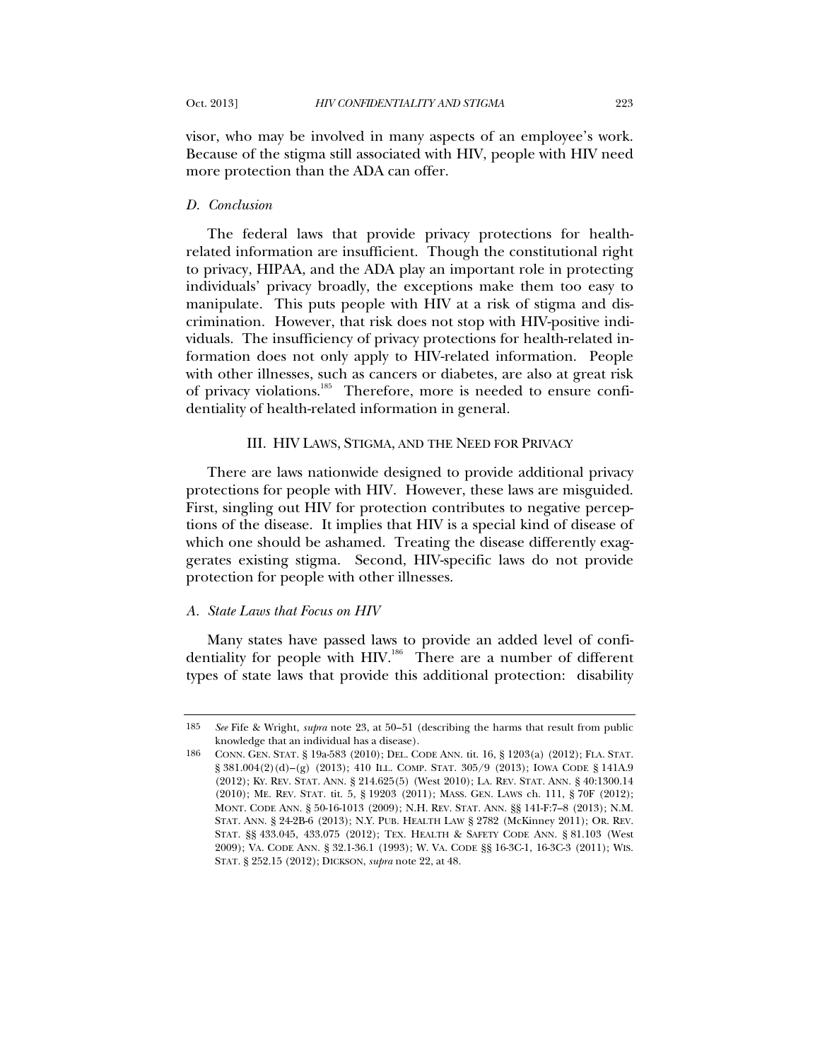visor, who may be involved in many aspects of an employee's work. Because of the stigma still associated with HIV, people with HIV need more protection than the ADA can offer.

### *D. Conclusion*

The federal laws that provide privacy protections for health-related information are insufficient. Though the constitutional right to privacy, HIPAA, and the ADA play an important role in protecting individuals' privacy broadly, the exceptions make them too easy to manipulate. This puts people with HIV at a risk of stigma and discrimination. However, that risk does not stop with HIV-positive individuals. The insufficiency of privacy protections for health-related information does not only apply to HIV-related information. People with other illnesses, such as cancers or diabetes, are also at great risk of privacy violations.[185] Therefore, more is needed to ensure confidentiality of health-related information in general.

## III. HIV LAWS, STIGMA, AND THE NEED FOR PRIVACY

There are laws nationwide designed to provide additional privacy protections for people with HIV. However, these laws are misguided. First, singling out HIV for protection contributes to negative perceptions of the disease. It implies that HIV is a special kind of disease of which one should be ashamed. Treating the disease differently exaggerates existing stigma. Second, HIV-specific laws do not provide protection for people with other illnesses.

### *A. State Laws that Focus on HIV*

Many states have passed laws to provide an added level of confidentiality for people with HIV.[186] There are a number of different types of state laws that provide this additional protection: disability

---

185 *See* Fife & Wright, *supra* note 23, at 50–51 (describing the harms that result from public knowledge that an individual has a disease).

186 CONN. GEN. STAT. § 19a-583 (2010); DEL. CODE ANN. tit. 16, § 1203(a) (2012); FLA. STAT. § 381.004(2)(d)–(g) (2013); 410 ILL. COMP. STAT. 305/9 (2013); IOWA CODE § 141A.9 (2012); KY. REV. STAT. ANN. § 214.625(5) (West 2010); LA. REV. STAT. ANN. § 40:1300.14 (2010); ME. REV. STAT. tit. 5, § 19203 (2011); MASS. GEN. LAWS ch. 111, § 70F (2012); MONT. CODE ANN. § 50-16-1013 (2009); N.H. REV. STAT. ANN. §§ 141-F:7–8 (2013); N.M. STAT. ANN. § 24-2B-6 (2013); N.Y. PUB. HEALTH LAW § 2782 (McKinney 2011); OR. REV. STAT. §§ 433.045, 433.075 (2012); TEX. HEALTH & SAFETY CODE ANN. § 81.103 (West 2009); VA. CODE ANN. § 32.1-36.1 (1993); W. VA. CODE §§ 16-3C-1, 16-3C-3 (2011); WIS. STAT. § 252.15 (2012); DICKSON, *supra* note 22, at 48.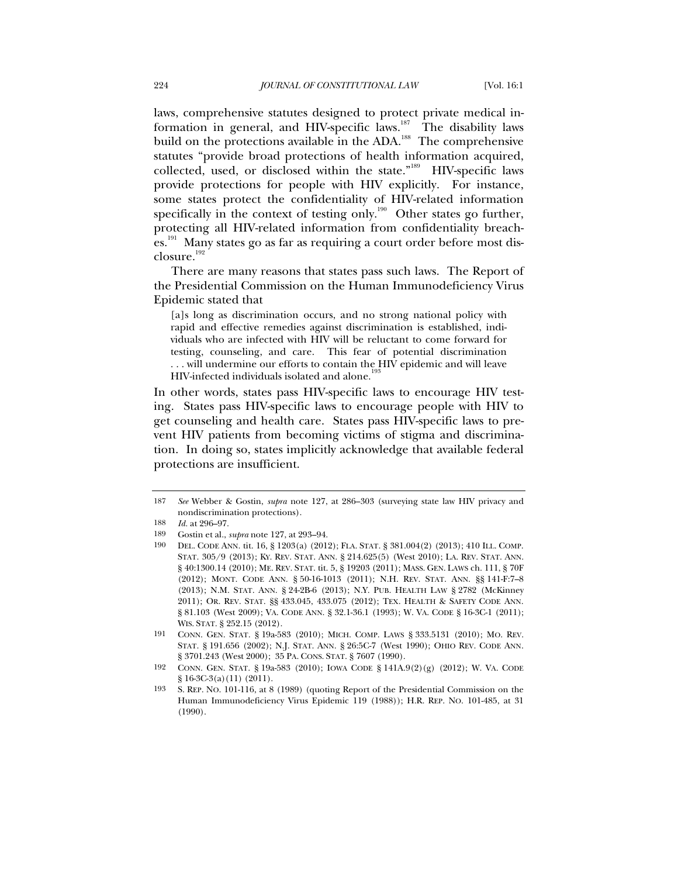laws, comprehensive statutes designed to protect private medical information in general, and HIV-specific laws.[187] The disability laws build on the protections available in the ADA.[188] The comprehensive statutes "provide broad protections of health information acquired, collected, used, or disclosed within the state."[189] HIV-specific laws provide protections for people with HIV explicitly. For instance, some states protect the confidentiality of HIV-related information specifically in the context of testing only.[190] Other states go further, protecting all HIV-related information from confidentiality breaches.[191] Many states go as far as requiring a court order before most disclosure.[192]

There are many reasons that states pass such laws. The Report of the Presidential Commission on the Human Immunodeficiency Virus Epidemic stated that

> [a]s long as discrimination occurs, and no strong national policy with rapid and effective remedies against discrimination is established, individuals who are infected with HIV will be reluctant to come forward for testing, counseling, and care. This fear of potential discrimination . . . will undermine our efforts to contain the HIV epidemic and will leave HIV-infected individuals isolated and alone.[193]

In other words, states pass HIV-specific laws to encourage HIV testing. States pass HIV-specific laws to encourage people with HIV to get counseling and health care. States pass HIV-specific laws to prevent HIV patients from becoming victims of stigma and discrimination. In doing so, states implicitly acknowledge that available federal protections are insufficient.

---

187 *See* Webber & Gostin, *supra* note 127, at 286–303 (surveying state law HIV privacy and nondiscrimination protections).

188 *Id.* at 296–97.

189 Gostin et al., *supra* note 127, at 293–94.

190 DEL. CODE ANN. tit. 16, § 1203(a) (2012); FLA. STAT. § 381.004(2) (2013); 410 ILL. COMP. STAT. 305/9 (2013); KY. REV. STAT. ANN. § 214.625(5) (West 2010); LA. REV. STAT. ANN. § 40:1300.14 (2010); ME. REV. STAT. tit. 5, § 19203 (2011); MASS. GEN. LAWS ch. 111, § 70F (2012); MONT. CODE ANN. § 50-16-1013 (2011); N.H. REV. STAT. ANN. §§ 141-F:7–8 (2013); N.M. STAT. ANN. § 24-2B-6 (2013); N.Y. PUB. HEALTH LAW § 2782 (McKinney 2011); OR. REV. STAT. §§ 433.045, 433.075 (2012); TEX. HEALTH & SAFETY CODE ANN. § 81.103 (West 2009); VA. CODE ANN. § 32.1-36.1 (1993); W. VA. CODE § 16-3C-1 (2011); WIS. STAT. § 252.15 (2012).

191 CONN. GEN. STAT. § 19a-583 (2010); MICH. COMP. LAWS § 333.5131 (2010); MO. REV. STAT. § 191.656 (2002); N.J. STAT. ANN. § 26:5C-7 (West 1990); OHIO REV. CODE ANN. § 3701.243 (West 2000); 35 PA. CONS. STAT. § 7607 (1990).

192 CONN. GEN. STAT. § 19a-583 (2010); IOWA CODE § 141A.9(2)(g) (2012); W. VA. CODE § 16-3C-3(a)(11) (2011).

193 S. REP. NO. 101-116, at 8 (1989) (quoting Report of the Presidential Commission on the Human Immunodeficiency Virus Epidemic 119 (1988)); H.R. REP. NO. 101-485, at 31 (1990).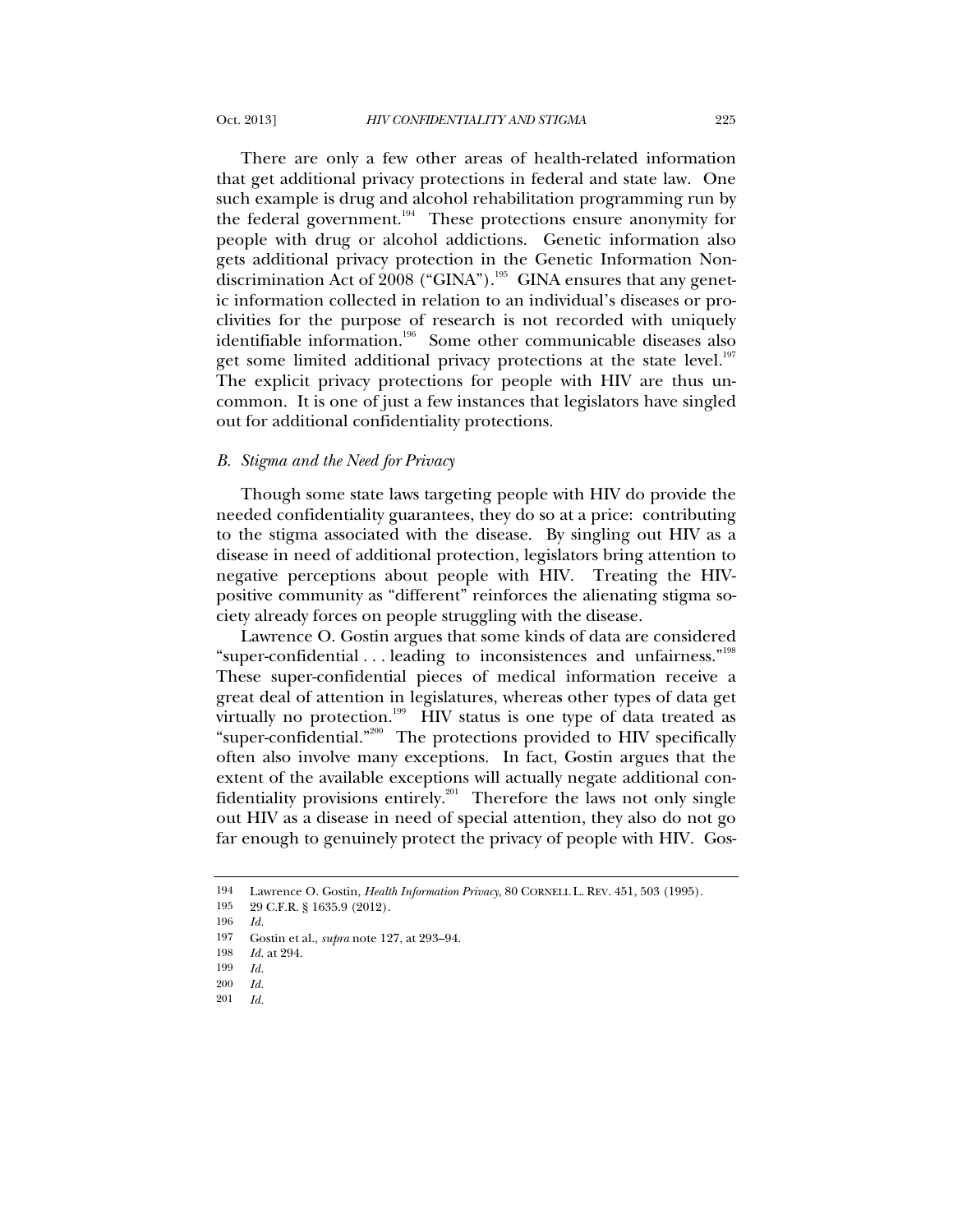There are only a few other areas of health-related information that get additional privacy protections in federal and state law. One such example is drug and alcohol rehabilitation programming run by the federal government.[194] These protections ensure anonymity for people with drug or alcohol addictions. Genetic information also gets additional privacy protection in the Genetic Information Nondiscrimination Act of 2008 ("GINA").[195] GINA ensures that any genetic information collected in relation to an individual's diseases or proclivities for the purpose of research is not recorded with uniquely identifiable information.[196] Some other communicable diseases also get some limited additional privacy protections at the state level.[197] The explicit privacy protections for people with HIV are thus uncommon. It is one of just a few instances that legislators have singled out for additional confidentiality protections.

### *B. Stigma and the Need for Privacy*

Though some state laws targeting people with HIV do provide the needed confidentiality guarantees, they do so at a price: contributing to the stigma associated with the disease. By singling out HIV as a disease in need of additional protection, legislators bring attention to negative perceptions about people with HIV. Treating the HIV-positive community as "different" reinforces the alienating stigma society already forces on people struggling with the disease.

Lawrence O. Gostin argues that some kinds of data are considered "super-confidential . . . leading to inconsistences and unfairness."[198] These super-confidential pieces of medical information receive a great deal of attention in legislatures, whereas other types of data get virtually no protection.[199] HIV status is one type of data treated as "super-confidential."[200] The protections provided to HIV specifically often also involve many exceptions. In fact, Gostin argues that the extent of the available exceptions will actually negate additional confidentiality provisions entirely.[201] Therefore the laws not only single out HIV as a disease in need of special attention, they also do not go far enough to genuinely protect the privacy of people with HIV. Gos-

---

194 Lawrence O. Gostin, *Health Information Privacy*, 80 CORNELL L. REV. 451, 503 (1995).

195 29 C.F.R. § 1635.9 (2012).

196 *Id.*

197 Gostin et al., *supra* note 127, at 293–94.

198 *Id.* at 294.

199 *Id.*

200 *Id.*

201 *Id.*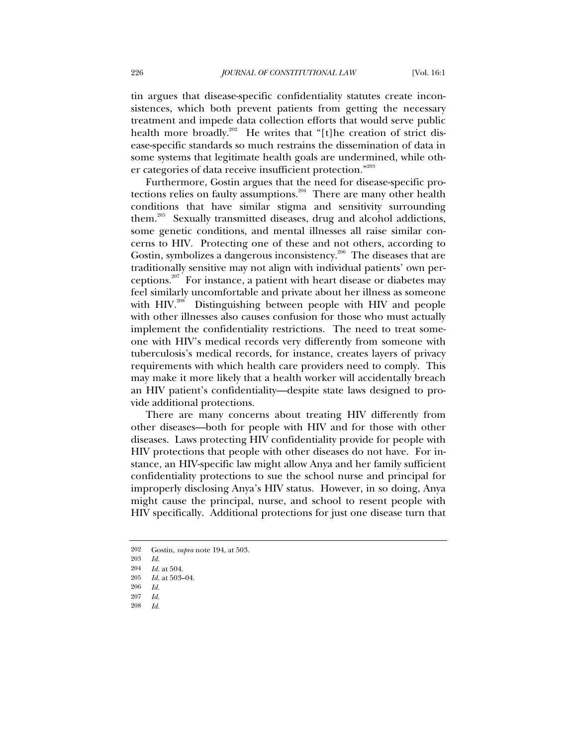tin argues that disease-specific confidentiality statutes create inconsistences, which both prevent patients from getting the necessary treatment and impede data collection efforts that would serve public health more broadly.[202] He writes that "[t]he creation of strict disease-specific standards so much restrains the dissemination of data in some systems that legitimate health goals are undermined, while other categories of data receive insufficient protection."[203]

Furthermore, Gostin argues that the need for disease-specific protections relies on faulty assumptions.[204] There are many other health conditions that have similar stigma and sensitivity surrounding them.[205] Sexually transmitted diseases, drug and alcohol addictions, some genetic conditions, and mental illnesses all raise similar concerns to HIV. Protecting one of these and not others, according to Gostin, symbolizes a dangerous inconsistency.[206] The diseases that are traditionally sensitive may not align with individual patients' own perceptions.[207] For instance, a patient with heart disease or diabetes may feel similarly uncomfortable and private about her illness as someone with HIV.[208] Distinguishing between people with HIV and people with other illnesses also causes confusion for those who must actually implement the confidentiality restrictions. The need to treat someone with HIV's medical records very differently from someone with tuberculosis's medical records, for instance, creates layers of privacy requirements with which health care providers need to comply. This may make it more likely that a health worker will accidentally breach an HIV patient's confidentiality—despite state laws designed to provide additional protections.

There are many concerns about treating HIV differently from other diseases—both for people with HIV and for those with other diseases. Laws protecting HIV confidentiality provide for people with HIV protections that people with other diseases do not have. For instance, an HIV-specific law might allow Anya and her family sufficient confidentiality protections to sue the school nurse and principal for improperly disclosing Anya's HIV status. However, in so doing, Anya might cause the principal, nurse, and school to resent people with HIV specifically. Additional protections for just one disease turn that

---

202 Gostin, *supra* note 194, at 503.

203 *Id.*

204 *Id.* at 504.

205 *Id.* at 503–04.

206 *Id.*

207 *Id.*

208 *Id.*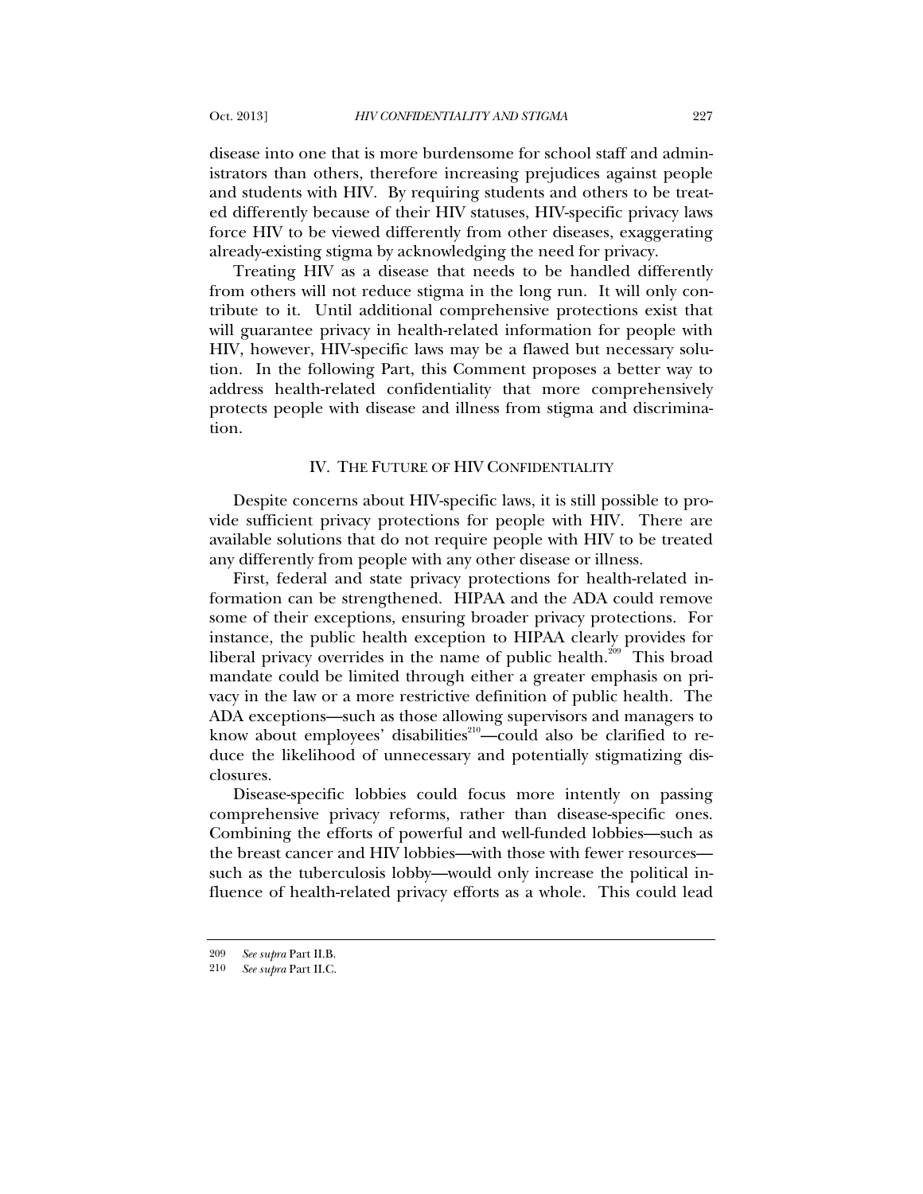disease into one that is more burdensome for school staff and administrators than others, therefore increasing prejudices against people and students with HIV. By requiring students and others to be treated differently because of their HIV statuses, HIV-specific privacy laws force HIV to be viewed differently from other diseases, exaggerating already-existing stigma by acknowledging the need for privacy.

Treating HIV as a disease that needs to be handled differently from others will not reduce stigma in the long run. It will only contribute to it. Until additional comprehensive protections exist that will guarantee privacy in health-related information for people with HIV, however, HIV-specific laws may be a flawed but necessary solution. In the following Part, this Comment proposes a better way to address health-related confidentiality that more comprehensively protects people with disease and illness from stigma and discrimination.

## IV. THE FUTURE OF HIV CONFIDENTIALITY

Despite concerns about HIV-specific laws, it is still possible to provide sufficient privacy protections for people with HIV. There are available solutions that do not require people with HIV to be treated any differently from people with any other disease or illness.

First, federal and state privacy protections for health-related information can be strengthened. HIPAA and the ADA could remove some of their exceptions, ensuring broader privacy protections. For instance, the public health exception to HIPAA clearly provides for liberal privacy overrides in the name of public health.[209] This broad mandate could be limited through either a greater emphasis on privacy in the law or a more restrictive definition of public health. The ADA exceptions—such as those allowing supervisors and managers to know about employees' disabilities[210]—could also be clarified to reduce the likelihood of unnecessary and potentially stigmatizing disclosures.

Disease-specific lobbies could focus more intently on passing comprehensive privacy reforms, rather than disease-specific ones. Combining the efforts of powerful and well-funded lobbies—such as the breast cancer and HIV lobbies—with those with fewer resources—such as the tuberculosis lobby—would only increase the political influence of health-related privacy efforts as a whole. This could lead

---

209 *See supra* Part II.B.

210 *See supra* Part II.C.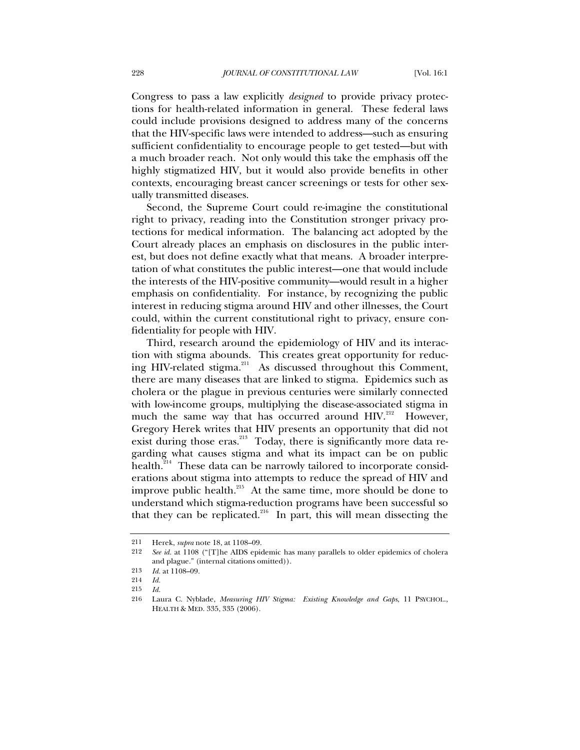Congress to pass a law explicitly *designed* to provide privacy protections for health-related information in general. These federal laws could include provisions designed to address many of the concerns that the HIV-specific laws were intended to address—such as ensuring sufficient confidentiality to encourage people to get tested—but with a much broader reach. Not only would this take the emphasis off the highly stigmatized HIV, but it would also provide benefits in other contexts, encouraging breast cancer screenings or tests for other sexually transmitted diseases.

Second, the Supreme Court could re-imagine the constitutional right to privacy, reading into the Constitution stronger privacy protections for medical information. The balancing act adopted by the Court already places an emphasis on disclosures in the public interest, but does not define exactly what that means. A broader interpretation of what constitutes the public interest—one that would include the interests of the HIV-positive community—would result in a higher emphasis on confidentiality. For instance, by recognizing the public interest in reducing stigma around HIV and other illnesses, the Court could, within the current constitutional right to privacy, ensure confidentiality for people with HIV.

Third, research around the epidemiology of HIV and its interaction with stigma abounds. This creates great opportunity for reducing HIV-related stigma.[211] As discussed throughout this Comment, there are many diseases that are linked to stigma. Epidemics such as cholera or the plague in previous centuries were similarly connected with low-income groups, multiplying the disease-associated stigma in much the same way that has occurred around HIV.[212] However, Gregory Herek writes that HIV presents an opportunity that did not exist during those eras.[213] Today, there is significantly more data regarding what causes stigma and what its impact can be on public health.[214] These data can be narrowly tailored to incorporate considerations about stigma into attempts to reduce the spread of HIV and improve public health.[215] At the same time, more should be done to understand which stigma-reduction programs have been successful so that they can be replicated.[216] In part, this will mean dissecting the

---

211 Herek, *supra* note 18, at 1108–09.

212 *See id.* at 1108 ("[T]he AIDS epidemic has many parallels to older epidemics of cholera and plague." (internal citations omitted)).

213 *Id.* at 1108–09.

214 *Id.*

215 *Id.*

216 Laura C. Nyblade, *Measuring HIV Stigma: Existing Knowledge and Gaps*, 11 PSYCHOL., HEALTH & MED. 335, 335 (2006).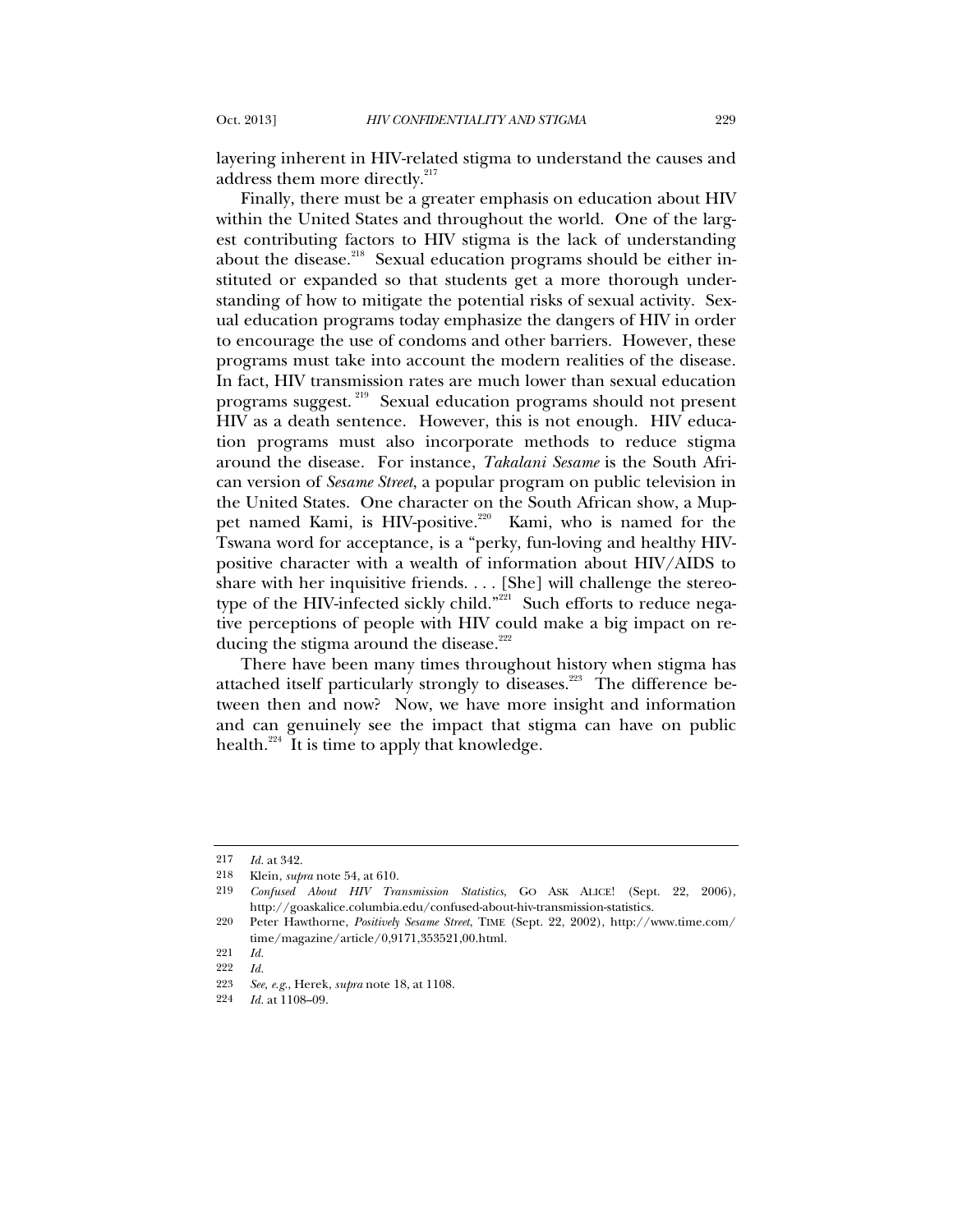layering inherent in HIV-related stigma to understand the causes and address them more directly.[217]

Finally, there must be a greater emphasis on education about HIV within the United States and throughout the world. One of the largest contributing factors to HIV stigma is the lack of understanding about the disease.[218] Sexual education programs should be either instituted or expanded so that students get a more thorough understanding of how to mitigate the potential risks of sexual activity. Sexual education programs today emphasize the dangers of HIV in order to encourage the use of condoms and other barriers. However, these programs must take into account the modern realities of the disease. In fact, HIV transmission rates are much lower than sexual education programs suggest.[219] Sexual education programs should not present HIV as a death sentence. However, this is not enough. HIV education programs must also incorporate methods to reduce stigma around the disease. For instance, *Takalani Sesame* is the South African version of *Sesame Street*, a popular program on public television in the United States. One character on the South African show, a Muppet named Kami, is HIV-positive.[220] Kami, who is named for the Tswana word for acceptance, is a "perky, fun-loving and healthy HIV-positive character with a wealth of information about HIV/AIDS to share with her inquisitive friends. . . . [She] will challenge the stereotype of the HIV-infected sickly child."[221] Such efforts to reduce negative perceptions of people with HIV could make a big impact on reducing the stigma around the disease.[222]

There have been many times throughout history when stigma has attached itself particularly strongly to diseases.[223] The difference between then and now? Now, we have more insight and information and can genuinely see the impact that stigma can have on public health.[224] It is time to apply that knowledge.

---

217 *Id.* at 342.

218 Klein, *supra* note 54, at 610.

219 *Confused About HIV Transmission Statistics*, GO ASK ALICE! (Sept. 22, 2006), http://goaskalice.columbia.edu/confused-about-hiv-transmission-statistics.

220 Peter Hawthorne, *Positively Sesame Street*, TIME (Sept. 22, 2002), http://www.time.com/time/magazine/article/0,9171,353521,00.html.

221 *Id.*

222 *Id.*

223 *See, e.g.*, Herek, *supra* note 18, at 1108.

224 *Id.* at 1108–09.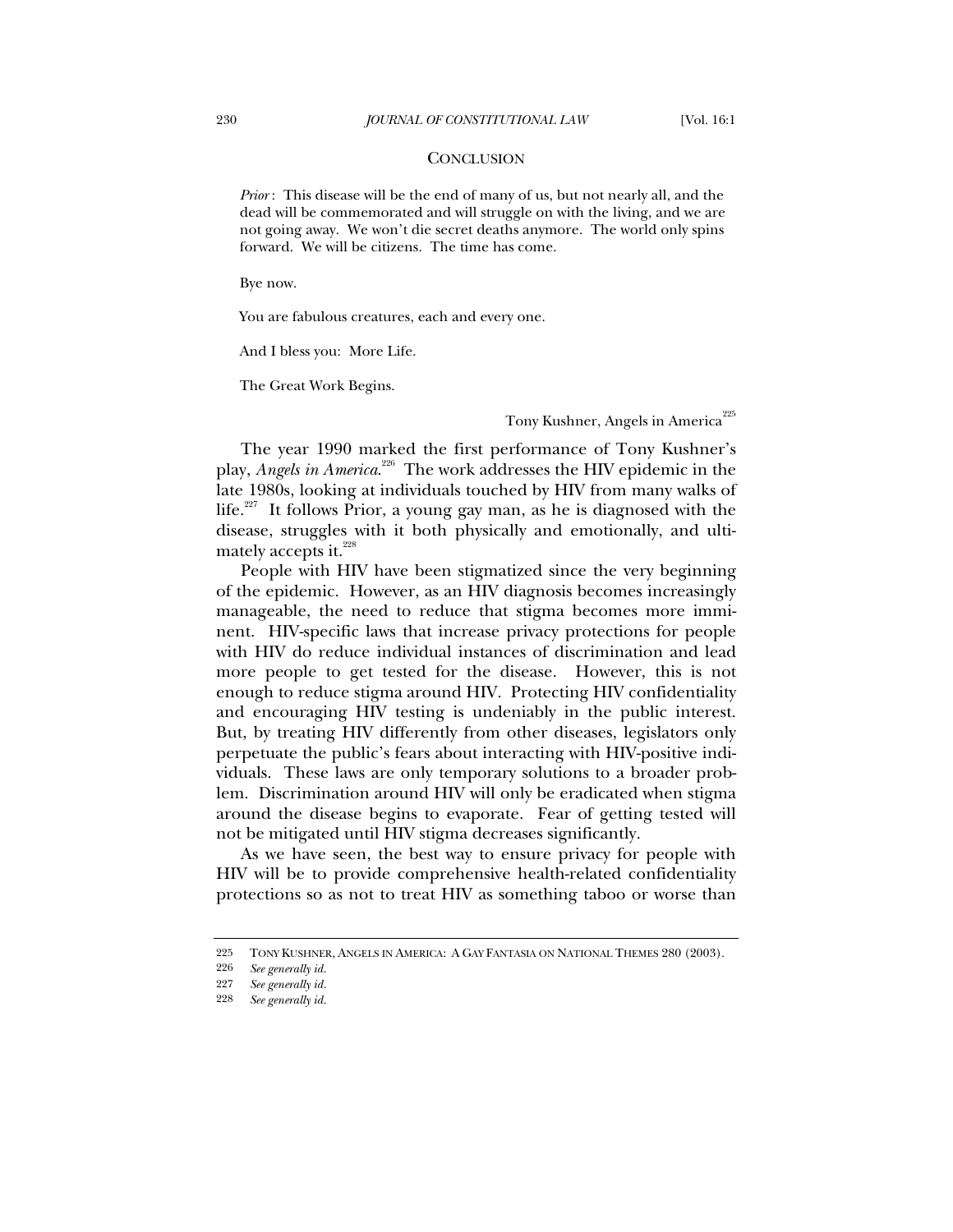## CONCLUSION

> *Prior*: This disease will be the end of many of us, but not nearly all, and the dead will be commemorated and will struggle on with the living, and we are not going away. We won't die secret deaths anymore. The world only spins forward. We will be citizens. The time has come.
>
> Bye now.
>
> You are fabulous creatures, each and every one.
>
> And I bless you: More Life.
>
> The Great Work Begins.
>
> Tony Kushner, Angels in America[225]

The year 1990 marked the first performance of Tony Kushner's play, *Angels in America*.[226] The work addresses the HIV epidemic in the late 1980s, looking at individuals touched by HIV from many walks of life.[227] It follows Prior, a young gay man, as he is diagnosed with the disease, struggles with it both physically and emotionally, and ultimately accepts it.[228]

People with HIV have been stigmatized since the very beginning of the epidemic. However, as an HIV diagnosis becomes increasingly manageable, the need to reduce that stigma becomes more imminent. HIV-specific laws that increase privacy protections for people with HIV do reduce individual instances of discrimination and lead more people to get tested for the disease. However, this is not enough to reduce stigma around HIV. Protecting HIV confidentiality and encouraging HIV testing is undeniably in the public interest. But, by treating HIV differently from other diseases, legislators only perpetuate the public's fears about interacting with HIV-positive individuals. These laws are only temporary solutions to a broader problem. Discrimination around HIV will only be eradicated when stigma around the disease begins to evaporate. Fear of getting tested will not be mitigated until HIV stigma decreases significantly.

As we have seen, the best way to ensure privacy for people with HIV will be to provide comprehensive health-related confidentiality protections so as not to treat HIV as something taboo or worse than

---

225 TONY KUSHNER, ANGELS IN AMERICA: A GAY FANTASIA ON NATIONAL THEMES 280 (2003).

226 *See generally id.*

227 *See generally id.*

228 *See generally id.*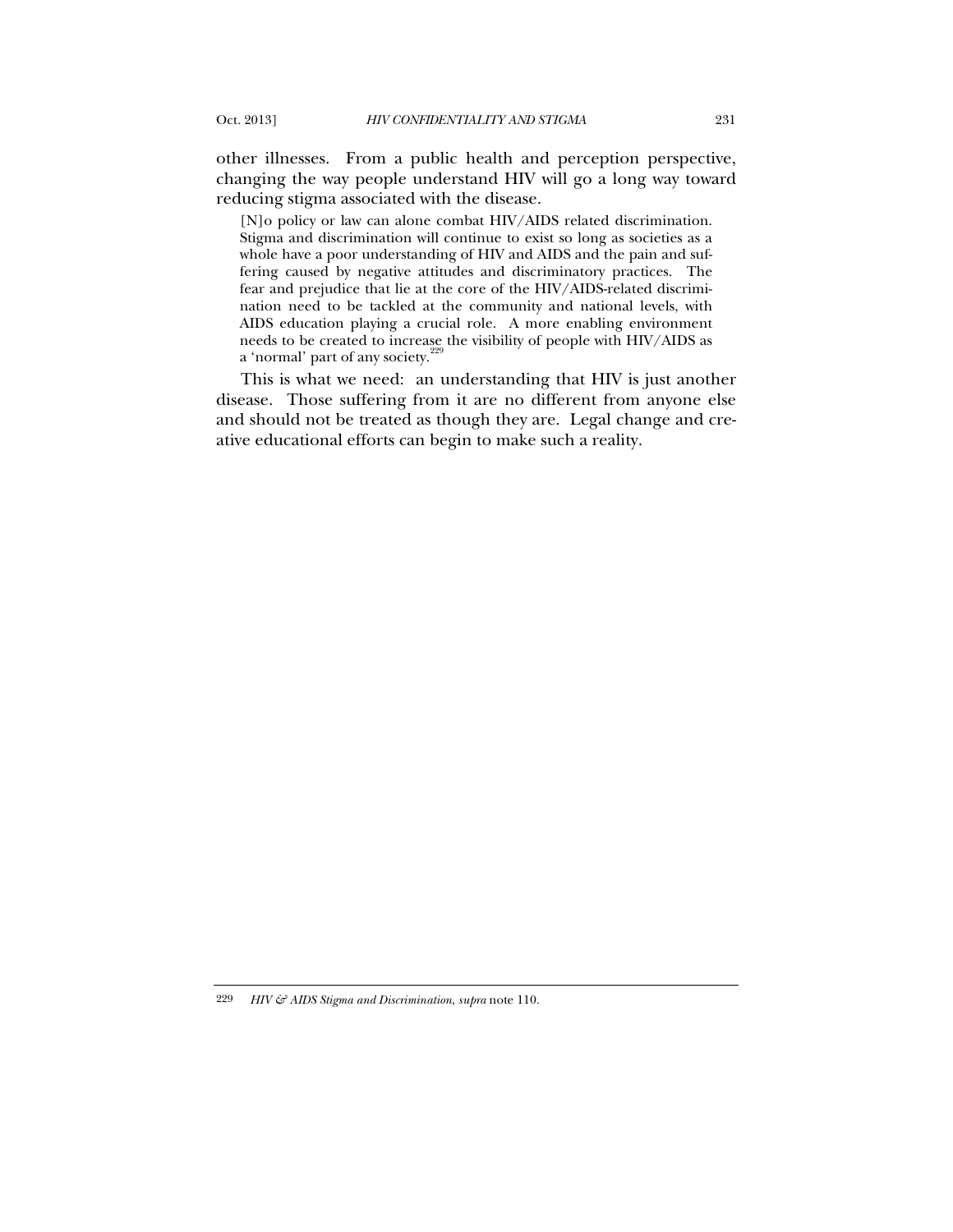other illnesses. From a public health and perception perspective, changing the way people understand HIV will go a long way toward reducing stigma associated with the disease.

> [N]o policy or law can alone combat HIV/AIDS related discrimination. Stigma and discrimination will continue to exist so long as societies as a whole have a poor understanding of HIV and AIDS and the pain and suffering caused by negative attitudes and discriminatory practices. The fear and prejudice that lie at the core of the HIV/AIDS-related discrimination need to be tackled at the community and national levels, with AIDS education playing a crucial role. A more enabling environment needs to be created to increase the visibility of people with HIV/AIDS as a 'normal' part of any society.[229]

This is what we need: an understanding that HIV is just another disease. Those suffering from it are no different from anyone else and should not be treated as though they are. Legal change and creative educational efforts can begin to make such a reality.

---

229 *HIV & AIDS Stigma and Discrimination*, *supra* note 110.